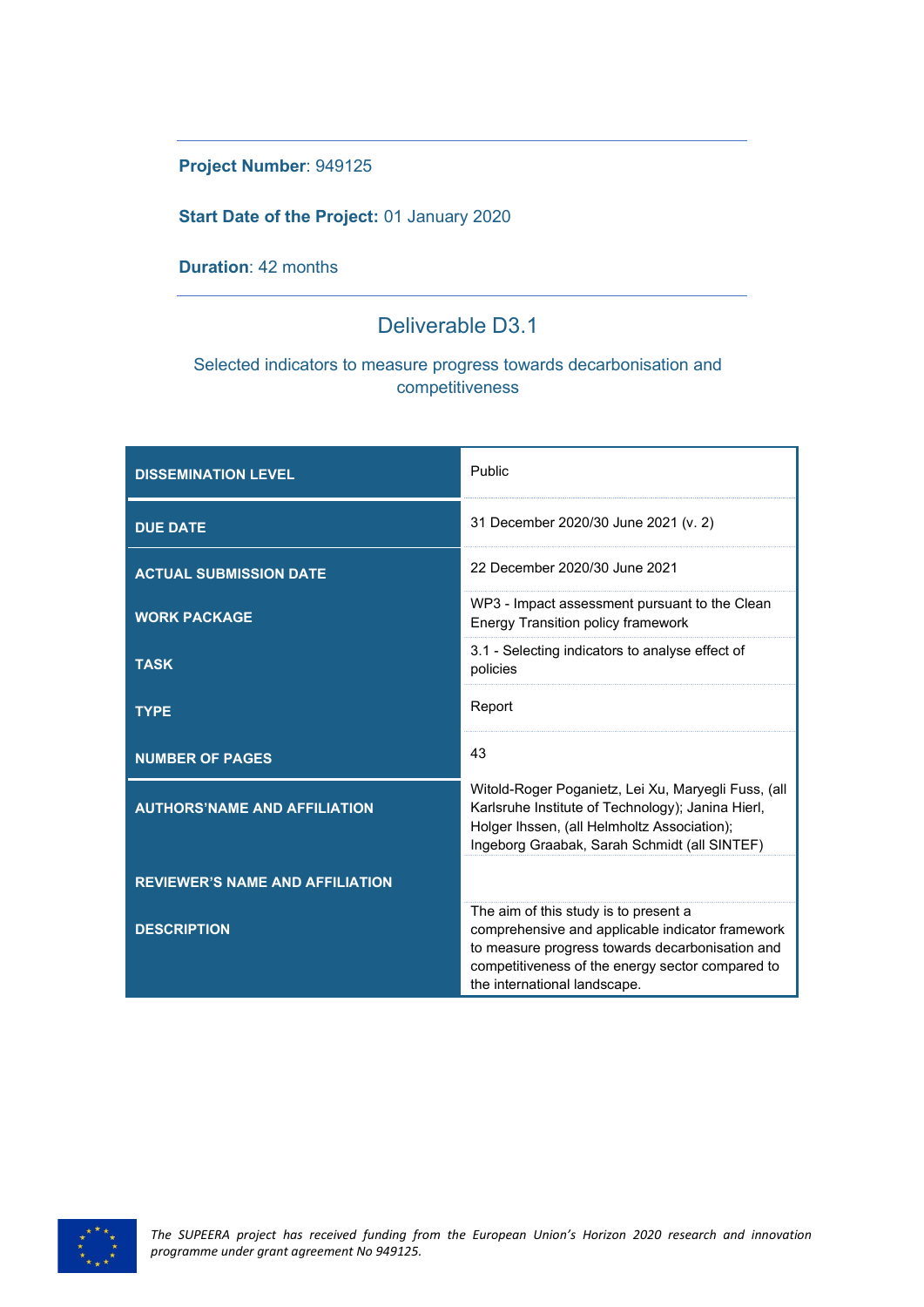**Project Number**: 949125

**Start Date of the Project:** 01 January 2020

**Duration**: 42 months

# Deliverable D3.1

## Selected indicators to measure progress towards decarbonisation and competitiveness

| | |
|---|---|
| **DISSEMINATION LEVEL** | Public |
| **DUE DATE** | 31 December 2020/30 June 2021 (v. 2) |
| **ACTUAL SUBMISSION DATE** | 22 December 2020/30 June 2021 |
| **WORK PACKAGE** | WP3 - Impact assessment pursuant to the Clean Energy Transition policy framework |
| **TASK** | 3.1 - Selecting indicators to analyse effect of policies |
| **TYPE** | Report |
| **NUMBER OF PAGES** | 43 |
| **AUTHORS'NAME AND AFFILIATION** | Witold-Roger Poganietz, Lei Xu, Maryegli Fuss, (all Karlsruhe Institute of Technology); Janina Hierl, Holger Ihssen, (all Helmholtz Association); Ingeborg Graabak, Sarah Schmidt (all SINTEF) |
| **REVIEWER'S NAME AND AFFILIATION** | |
| **DESCRIPTION** | The aim of this study is to present a comprehensive and applicable indicator framework to measure progress towards decarbonisation and competitiveness of the energy sector compared to the international landscape. |

*The SUPEERA project has received funding from the European Union's Horizon 2020 research and innovation programme under grant agreement No 949125.*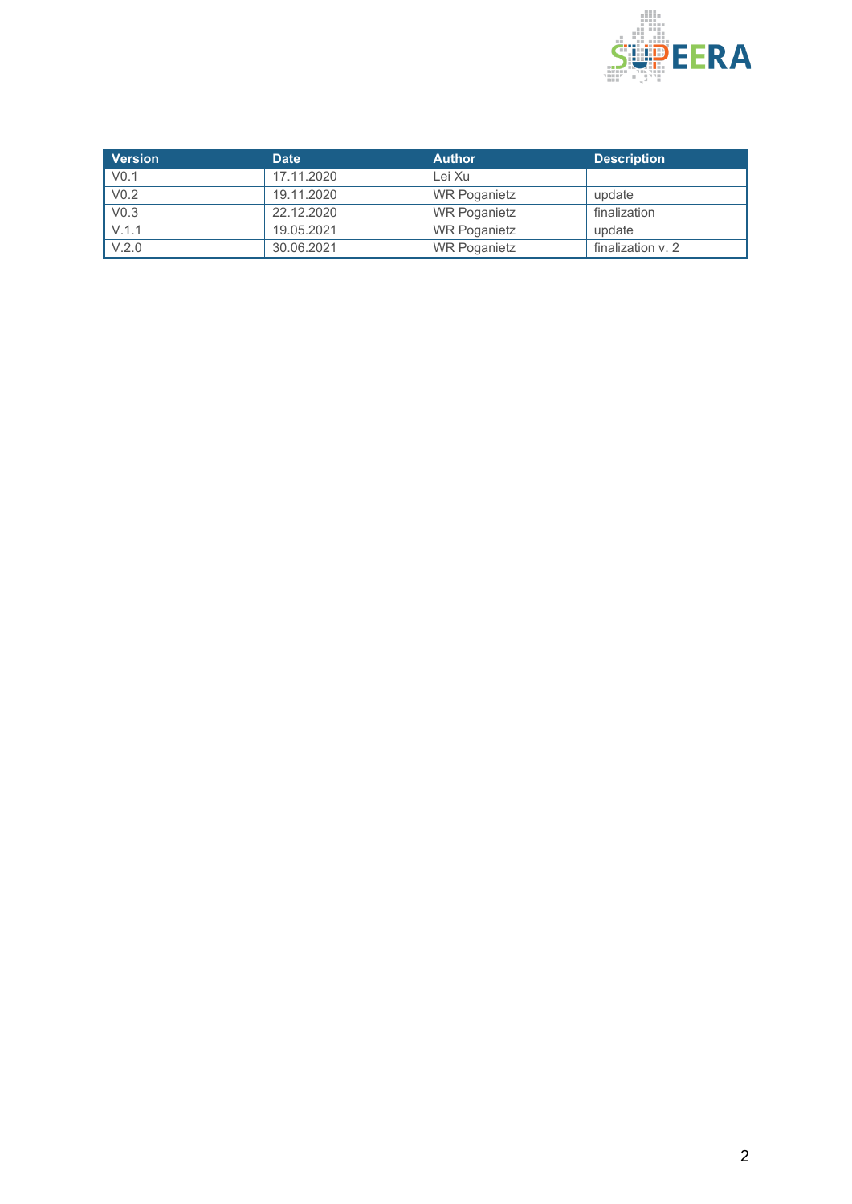| Version | Date | Author | Description |
| --- | --- | --- | --- |
| V0.1 | 17.11.2020 | Lei Xu | |
| V0.2 | 19.11.2020 | WR Poganietz | update |
| V0.3 | 22.12.2020 | WR Poganietz | finalization |
| V.1.1 | 19.05.2021 | WR Poganietz | update |
| V.2.0 | 30.06.2021 | WR Poganietz | finalization v. 2 |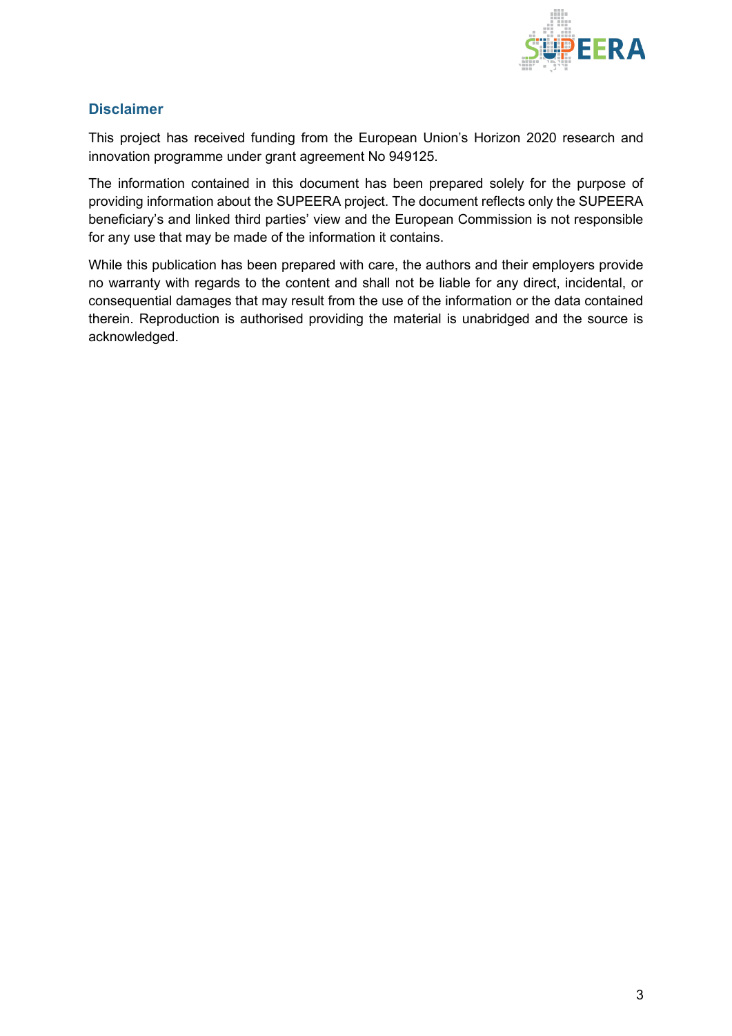## Disclaimer

This project has received funding from the European Union's Horizon 2020 research and innovation programme under grant agreement No 949125.

The information contained in this document has been prepared solely for the purpose of providing information about the SUPEERA project. The document reflects only the SUPEERA beneficiary's and linked third parties' view and the European Commission is not responsible for any use that may be made of the information it contains.

While this publication has been prepared with care, the authors and their employers provide no warranty with regards to the content and shall not be liable for any direct, incidental, or consequential damages that may result from the use of the information or the data contained therein. Reproduction is authorised providing the material is unabridged and the source is acknowledged.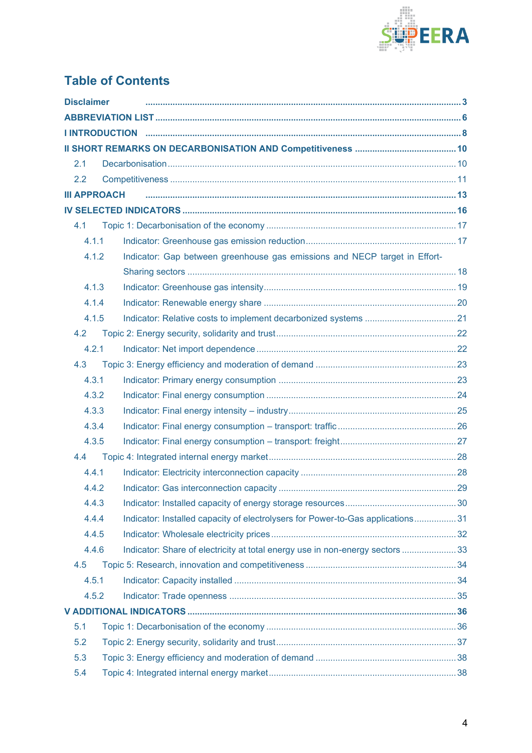# Table of Contents

**Disclaimer** ..... 3

**ABBREVIATION LIST** ..... 6

**I INTRODUCTION** ..... 8

**II SHORT REMARKS ON DECARBONISATION AND Competitiveness** ..... 10

- 2.1 Decarbonisation ..... 10
- 2.2 Competitiveness ..... 11

**III APPROACH** ..... 13

**IV SELECTED INDICATORS** ..... 16

- 4.1 Topic 1: Decarbonisation of the economy ..... 17
  - 4.1.1 Indicator: Greenhouse gas emission reduction ..... 17
  - 4.1.2 Indicator: Gap between greenhouse gas emissions and NECP target in Effort-Sharing sectors ..... 18
  - 4.1.3 Indicator: Greenhouse gas intensity ..... 19
  - 4.1.4 Indicator: Renewable energy share ..... 20
  - 4.1.5 Indicator: Relative costs to implement decarbonized systems ..... 21
- 4.2 Topic 2: Energy security, solidarity and trust ..... 22
  - 4.2.1 Indicator: Net import dependence ..... 22
- 4.3 Topic 3: Energy efficiency and moderation of demand ..... 23
  - 4.3.1 Indicator: Primary energy consumption ..... 23
  - 4.3.2 Indicator: Final energy consumption ..... 24
  - 4.3.3 Indicator: Final energy intensity – industry ..... 25
  - 4.3.4 Indicator: Final energy consumption – transport: traffic ..... 26
  - 4.3.5 Indicator: Final energy consumption – transport: freight ..... 27
- 4.4 Topic 4: Integrated internal energy market ..... 28
  - 4.4.1 Indicator: Electricity interconnection capacity ..... 28
  - 4.4.2 Indicator: Gas interconnection capacity ..... 29
  - 4.4.3 Indicator: Installed capacity of energy storage resources ..... 30
  - 4.4.4 Indicator: Installed capacity of electrolysers for Power-to-Gas applications ..... 31
  - 4.4.5 Indicator: Wholesale electricity prices ..... 32
  - 4.4.6 Indicator: Share of electricity at total energy use in non-energy sectors ..... 33
- 4.5 Topic 5: Research, innovation and competitiveness ..... 34
  - 4.5.1 Indicator: Capacity installed ..... 34
  - 4.5.2 Indicator: Trade openness ..... 35

**V ADDITIONAL INDICATORS** ..... 36

- 5.1 Topic 1: Decarbonisation of the economy ..... 36
- 5.2 Topic 2: Energy security, solidarity and trust ..... 37
- 5.3 Topic 3: Energy efficiency and moderation of demand ..... 38
- 5.4 Topic 4: Integrated internal energy market ..... 38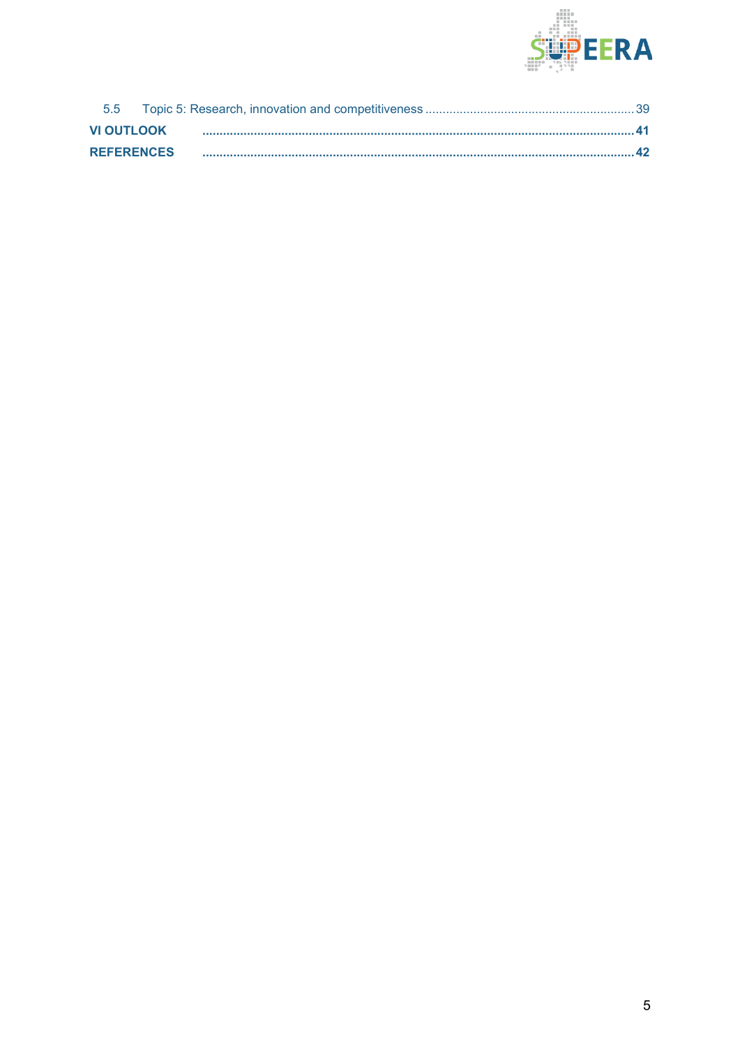5.5 Topic 5: Research, innovation and competitiveness ............................................................ 39

**VI OUTLOOK** ............................................................................................................................ **41**

**REFERENCES** ............................................................................................................................ **42**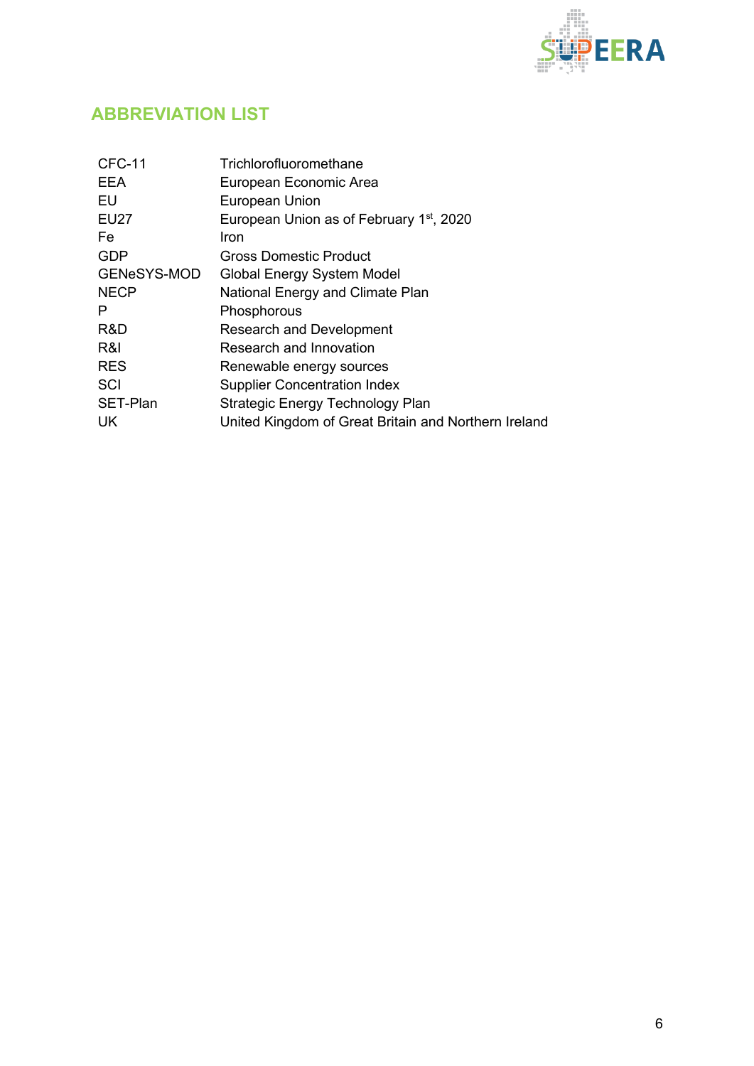## ABBREVIATION LIST

| | |
|---|---|
| CFC-11 | Trichlorofluoromethane |
| EEA | European Economic Area |
| EU | European Union |
| EU27 | European Union as of February 1st, 2020 |
| Fe | Iron |
| GDP | Gross Domestic Product |
| GENeSYS-MOD | Global Energy System Model |
| NECP | National Energy and Climate Plan |
| P | Phosphorous |
| R&D | Research and Development |
| R&I | Research and Innovation |
| RES | Renewable energy sources |
| SCI | Supplier Concentration Index |
| SET-Plan | Strategic Energy Technology Plan |
| UK | United Kingdom of Great Britain and Northern Ireland |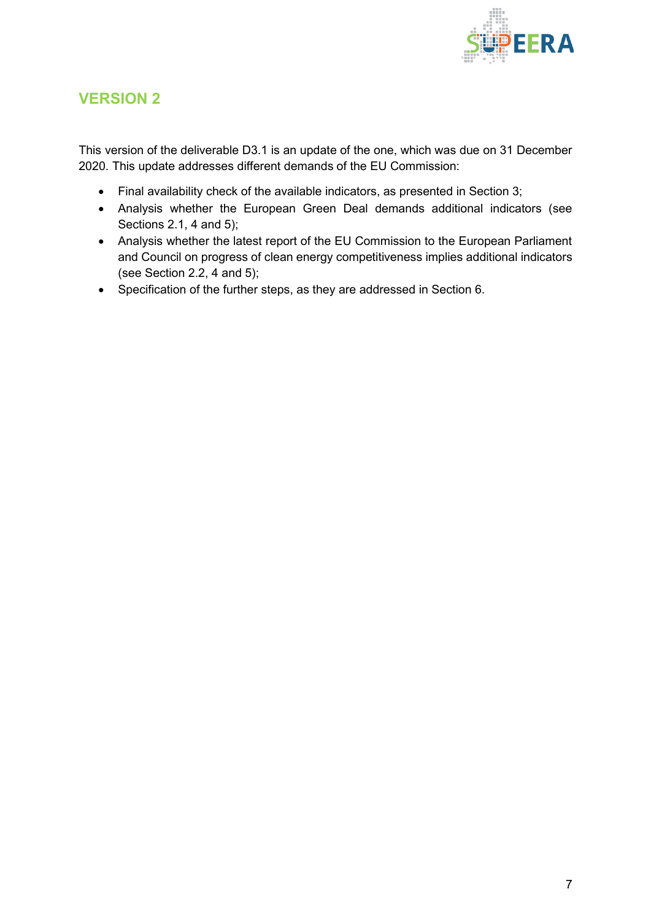## VERSION 2

This version of the deliverable D3.1 is an update of the one, which was due on 31 December 2020. This update addresses different demands of the EU Commission:

- Final availability check of the available indicators, as presented in Section 3;
- Analysis whether the European Green Deal demands additional indicators (see Sections 2.1, 4 and 5);
- Analysis whether the latest report of the EU Commission to the European Parliament and Council on progress of clean energy competitiveness implies additional indicators (see Section 2.2, 4 and 5);
- Specification of the further steps, as they are addressed in Section 6.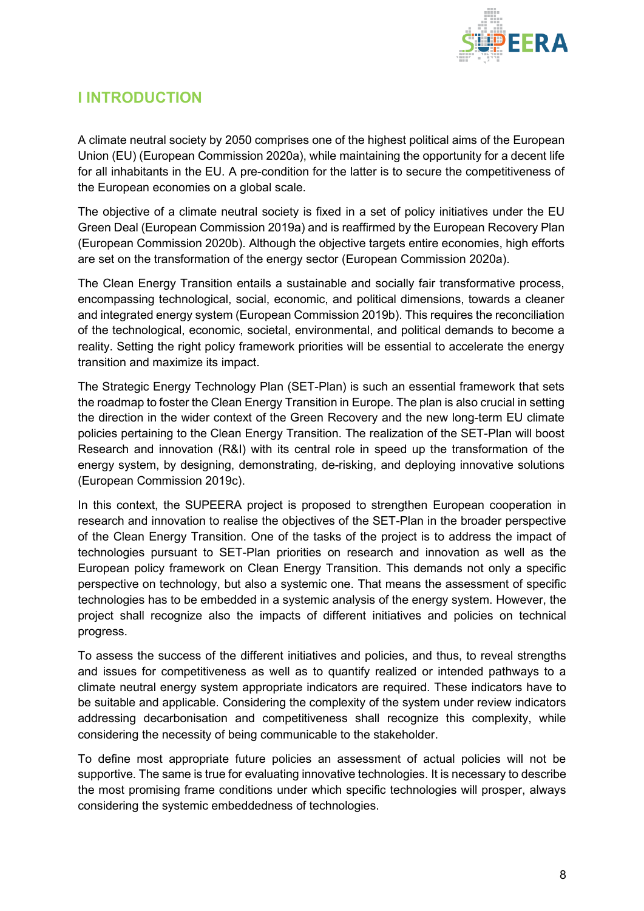# I INTRODUCTION

A climate neutral society by 2050 comprises one of the highest political aims of the European Union (EU) (European Commission 2020a), while maintaining the opportunity for a decent life for all inhabitants in the EU. A pre-condition for the latter is to secure the competitiveness of the European economies on a global scale.

The objective of a climate neutral society is fixed in a set of policy initiatives under the EU Green Deal (European Commission 2019a) and is reaffirmed by the European Recovery Plan (European Commission 2020b). Although the objective targets entire economies, high efforts are set on the transformation of the energy sector (European Commission 2020a).

The Clean Energy Transition entails a sustainable and socially fair transformative process, encompassing technological, social, economic, and political dimensions, towards a cleaner and integrated energy system (European Commission 2019b). This requires the reconciliation of the technological, economic, societal, environmental, and political demands to become a reality. Setting the right policy framework priorities will be essential to accelerate the energy transition and maximize its impact.

The Strategic Energy Technology Plan (SET-Plan) is such an essential framework that sets the roadmap to foster the Clean Energy Transition in Europe. The plan is also crucial in setting the direction in the wider context of the Green Recovery and the new long-term EU climate policies pertaining to the Clean Energy Transition. The realization of the SET-Plan will boost Research and innovation (R&I) with its central role in speed up the transformation of the energy system, by designing, demonstrating, de-risking, and deploying innovative solutions (European Commission 2019c).

In this context, the SUPEERA project is proposed to strengthen European cooperation in research and innovation to realise the objectives of the SET-Plan in the broader perspective of the Clean Energy Transition. One of the tasks of the project is to address the impact of technologies pursuant to SET-Plan priorities on research and innovation as well as the European policy framework on Clean Energy Transition. This demands not only a specific perspective on technology, but also a systemic one. That means the assessment of specific technologies has to be embedded in a systemic analysis of the energy system. However, the project shall recognize also the impacts of different initiatives and policies on technical progress.

To assess the success of the different initiatives and policies, and thus, to reveal strengths and issues for competitiveness as well as to quantify realized or intended pathways to a climate neutral energy system appropriate indicators are required. These indicators have to be suitable and applicable. Considering the complexity of the system under review indicators addressing decarbonisation and competitiveness shall recognize this complexity, while considering the necessity of being communicable to the stakeholder.

To define most appropriate future policies an assessment of actual policies will not be supportive. The same is true for evaluating innovative technologies. It is necessary to describe the most promising frame conditions under which specific technologies will prosper, always considering the systemic embeddedness of technologies.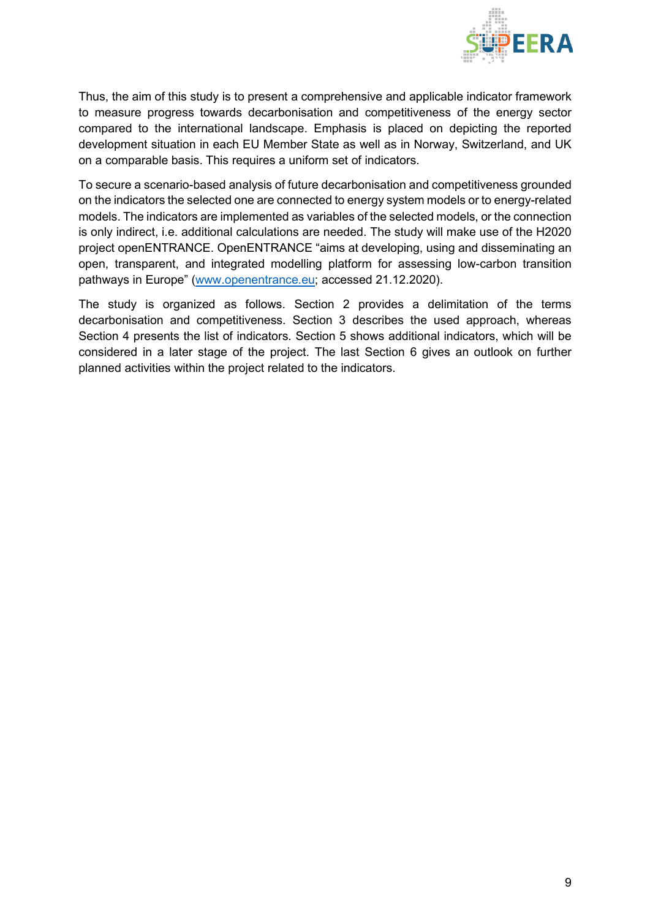Thus, the aim of this study is to present a comprehensive and applicable indicator framework to measure progress towards decarbonisation and competitiveness of the energy sector compared to the international landscape. Emphasis is placed on depicting the reported development situation in each EU Member State as well as in Norway, Switzerland, and UK on a comparable basis. This requires a uniform set of indicators.

To secure a scenario-based analysis of future decarbonisation and competitiveness grounded on the indicators the selected one are connected to energy system models or to energy-related models. The indicators are implemented as variables of the selected models, or the connection is only indirect, i.e. additional calculations are needed. The study will make use of the H2020 project openENTRANCE. OpenENTRANCE "aims at developing, using and disseminating an open, transparent, and integrated modelling platform for assessing low-carbon transition pathways in Europe" ([www.openentrance.eu](http://www.openentrance.eu); accessed 21.12.2020).

The study is organized as follows. Section 2 provides a delimitation of the terms decarbonisation and competitiveness. Section 3 describes the used approach, whereas Section 4 presents the list of indicators. Section 5 shows additional indicators, which will be considered in a later stage of the project. The last Section 6 gives an outlook on further planned activities within the project related to the indicators.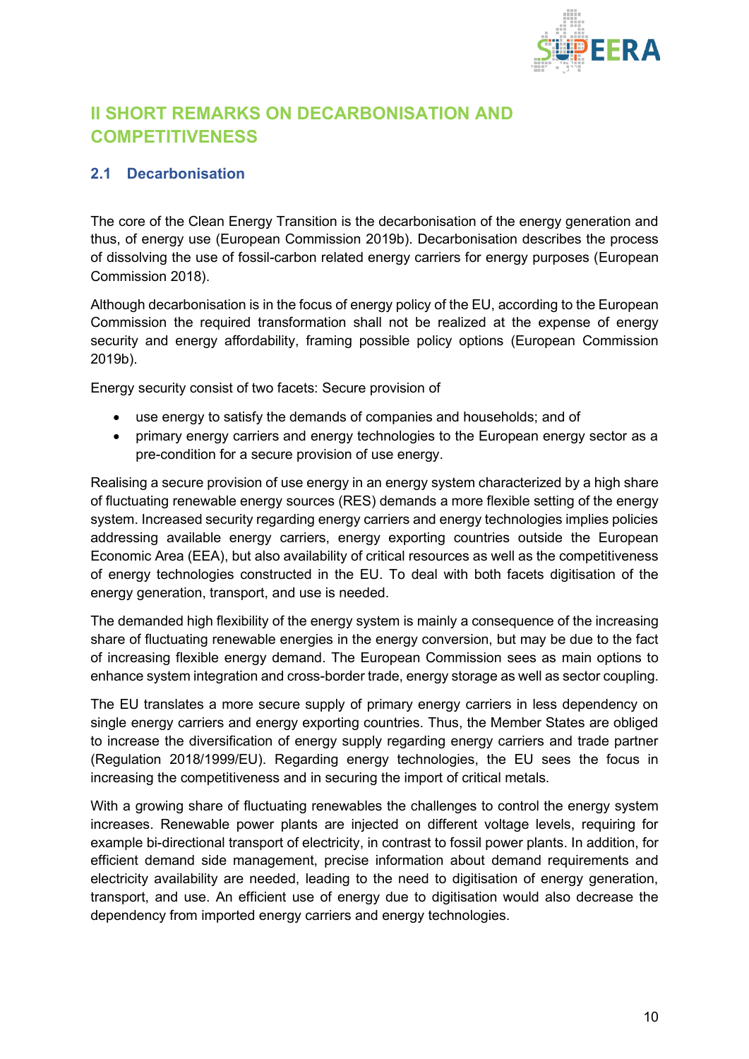# II SHORT REMARKS ON DECARBONISATION AND COMPETITIVENESS

## 2.1 Decarbonisation

The core of the Clean Energy Transition is the decarbonisation of the energy generation and thus, of energy use (European Commission 2019b). Decarbonisation describes the process of dissolving the use of fossil-carbon related energy carriers for energy purposes (European Commission 2018).

Although decarbonisation is in the focus of energy policy of the EU, according to the European Commission the required transformation shall not be realized at the expense of energy security and energy affordability, framing possible policy options (European Commission 2019b).

Energy security consist of two facets: Secure provision of

- use energy to satisfy the demands of companies and households; and of
- primary energy carriers and energy technologies to the European energy sector as a pre-condition for a secure provision of use energy.

Realising a secure provision of use energy in an energy system characterized by a high share of fluctuating renewable energy sources (RES) demands a more flexible setting of the energy system. Increased security regarding energy carriers and energy technologies implies policies addressing available energy carriers, energy exporting countries outside the European Economic Area (EEA), but also availability of critical resources as well as the competitiveness of energy technologies constructed in the EU. To deal with both facets digitisation of the energy generation, transport, and use is needed.

The demanded high flexibility of the energy system is mainly a consequence of the increasing share of fluctuating renewable energies in the energy conversion, but may be due to the fact of increasing flexible energy demand. The European Commission sees as main options to enhance system integration and cross-border trade, energy storage as well as sector coupling.

The EU translates a more secure supply of primary energy carriers in less dependency on single energy carriers and energy exporting countries. Thus, the Member States are obliged to increase the diversification of energy supply regarding energy carriers and trade partner (Regulation 2018/1999/EU). Regarding energy technologies, the EU sees the focus in increasing the competitiveness and in securing the import of critical metals.

With a growing share of fluctuating renewables the challenges to control the energy system increases. Renewable power plants are injected on different voltage levels, requiring for example bi-directional transport of electricity, in contrast to fossil power plants. In addition, for efficient demand side management, precise information about demand requirements and electricity availability are needed, leading to the need to digitisation of energy generation, transport, and use. An efficient use of energy due to digitisation would also decrease the dependency from imported energy carriers and energy technologies.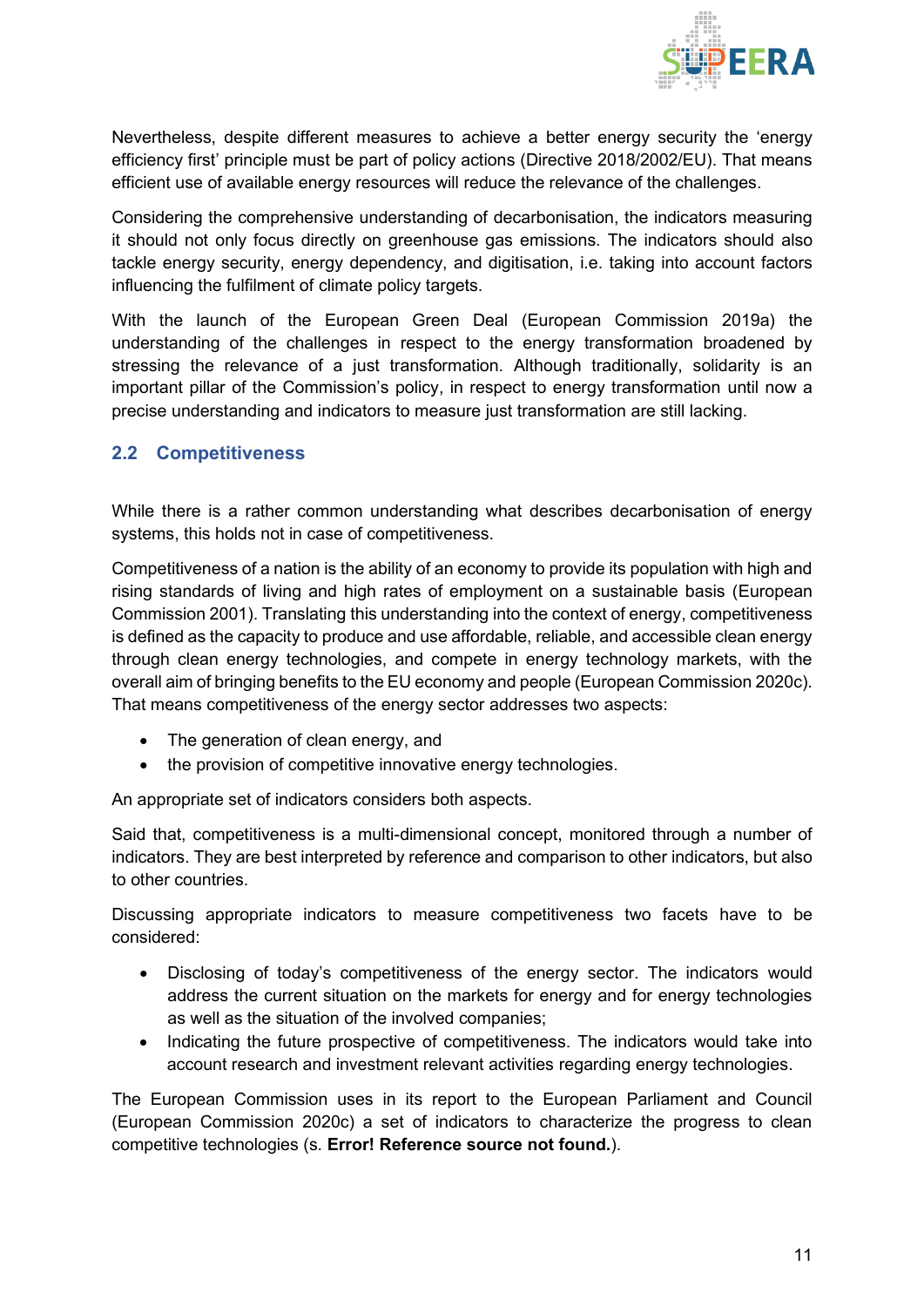Nevertheless, despite different measures to achieve a better energy security the 'energy efficiency first' principle must be part of policy actions (Directive 2018/2002/EU). That means efficient use of available energy resources will reduce the relevance of the challenges.

Considering the comprehensive understanding of decarbonisation, the indicators measuring it should not only focus directly on greenhouse gas emissions. The indicators should also tackle energy security, energy dependency, and digitisation, i.e. taking into account factors influencing the fulfilment of climate policy targets.

With the launch of the European Green Deal (European Commission 2019a) the understanding of the challenges in respect to the energy transformation broadened by stressing the relevance of a just transformation. Although traditionally, solidarity is an important pillar of the Commission's policy, in respect to energy transformation until now a precise understanding and indicators to measure just transformation are still lacking.

## 2.2 Competitiveness

While there is a rather common understanding what describes decarbonisation of energy systems, this holds not in case of competitiveness.

Competitiveness of a nation is the ability of an economy to provide its population with high and rising standards of living and high rates of employment on a sustainable basis (European Commission 2001). Translating this understanding into the context of energy, competitiveness is defined as the capacity to produce and use affordable, reliable, and accessible clean energy through clean energy technologies, and compete in energy technology markets, with the overall aim of bringing benefits to the EU economy and people (European Commission 2020c). That means competitiveness of the energy sector addresses two aspects:

- The generation of clean energy, and
- the provision of competitive innovative energy technologies.

An appropriate set of indicators considers both aspects.

Said that, competitiveness is a multi-dimensional concept, monitored through a number of indicators. They are best interpreted by reference and comparison to other indicators, but also to other countries.

Discussing appropriate indicators to measure competitiveness two facets have to be considered:

- Disclosing of today's competitiveness of the energy sector. The indicators would address the current situation on the markets for energy and for energy technologies as well as the situation of the involved companies;
- Indicating the future prospective of competitiveness. The indicators would take into account research and investment relevant activities regarding energy technologies.

The European Commission uses in its report to the European Parliament and Council (European Commission 2020c) a set of indicators to characterize the progress to clean competitive technologies (s. **Error! Reference source not found.**).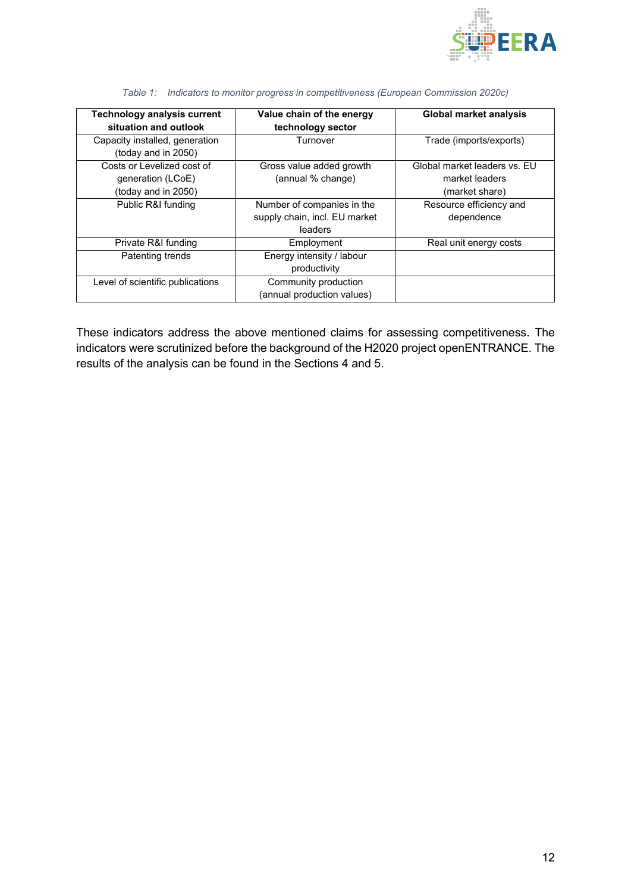*Table 1: Indicators to monitor progress in competitiveness (European Commission 2020c)*

| Technology analysis current situation and outlook | Value chain of the energy technology sector | Global market analysis |
|---|---|---|
| Capacity installed, generation (today and in 2050) | Turnover | Trade (imports/exports) |
| Costs or Levelized cost of generation (LCoE) (today and in 2050) | Gross value added growth (annual % change) | Global market leaders vs. EU market leaders (market share) |
| Public R&I funding | Number of companies in the supply chain, incl. EU market leaders | Resource efficiency and dependence |
| Private R&I funding | Employment | Real unit energy costs |
| Patenting trends | Energy intensity / labour productivity | |
| Level of scientific publications | Community production (annual production values) | |

These indicators address the above mentioned claims for assessing competitiveness. The indicators were scrutinized before the background of the H2020 project openENTRANCE. The results of the analysis can be found in the Sections 4 and 5.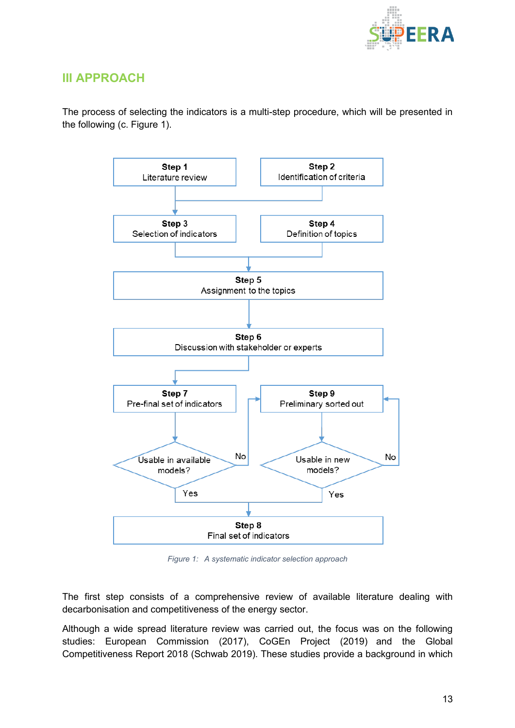## III APPROACH

The process of selecting the indicators is a multi-step procedure, which will be presented in the following (c. Figure 1).

*Figure 1: A systematic indicator selection approach*

The first step consists of a comprehensive review of available literature dealing with decarbonisation and competitiveness of the energy sector.

Although a wide spread literature review was carried out, the focus was on the following studies: European Commission (2017), CoGEn Project (2019) and the Global Competitiveness Report 2018 (Schwab 2019). These studies provide a background in which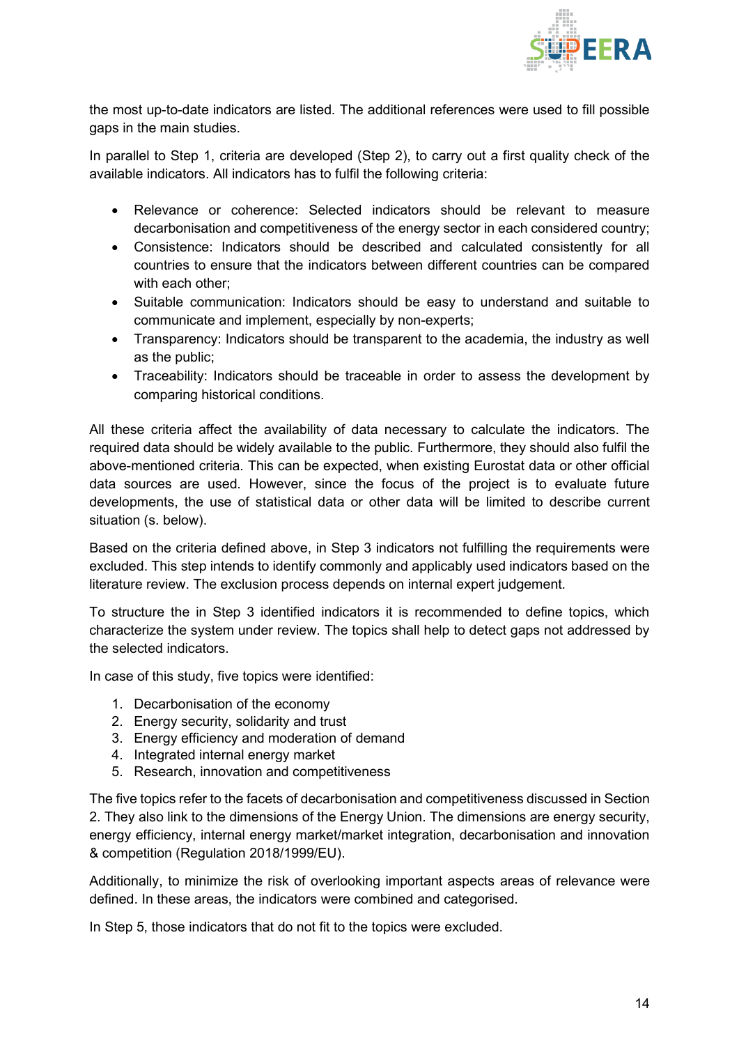the most up-to-date indicators are listed. The additional references were used to fill possible gaps in the main studies.

In parallel to Step 1, criteria are developed (Step 2), to carry out a first quality check of the available indicators. All indicators has to fulfil the following criteria:

- Relevance or coherence: Selected indicators should be relevant to measure decarbonisation and competitiveness of the energy sector in each considered country;
- Consistence: Indicators should be described and calculated consistently for all countries to ensure that the indicators between different countries can be compared with each other;
- Suitable communication: Indicators should be easy to understand and suitable to communicate and implement, especially by non-experts;
- Transparency: Indicators should be transparent to the academia, the industry as well as the public;
- Traceability: Indicators should be traceable in order to assess the development by comparing historical conditions.

All these criteria affect the availability of data necessary to calculate the indicators. The required data should be widely available to the public. Furthermore, they should also fulfil the above-mentioned criteria. This can be expected, when existing Eurostat data or other official data sources are used. However, since the focus of the project is to evaluate future developments, the use of statistical data or other data will be limited to describe current situation (s. below).

Based on the criteria defined above, in Step 3 indicators not fulfilling the requirements were excluded. This step intends to identify commonly and applicably used indicators based on the literature review. The exclusion process depends on internal expert judgement.

To structure the in Step 3 identified indicators it is recommended to define topics, which characterize the system under review. The topics shall help to detect gaps not addressed by the selected indicators.

In case of this study, five topics were identified:

1. Decarbonisation of the economy
2. Energy security, solidarity and trust
3. Energy efficiency and moderation of demand
4. Integrated internal energy market
5. Research, innovation and competitiveness

The five topics refer to the facets of decarbonisation and competitiveness discussed in Section 2. They also link to the dimensions of the Energy Union. The dimensions are energy security, energy efficiency, internal energy market/market integration, decarbonisation and innovation & competition (Regulation 2018/1999/EU).

Additionally, to minimize the risk of overlooking important aspects areas of relevance were defined. In these areas, the indicators were combined and categorised.

In Step 5, those indicators that do not fit to the topics were excluded.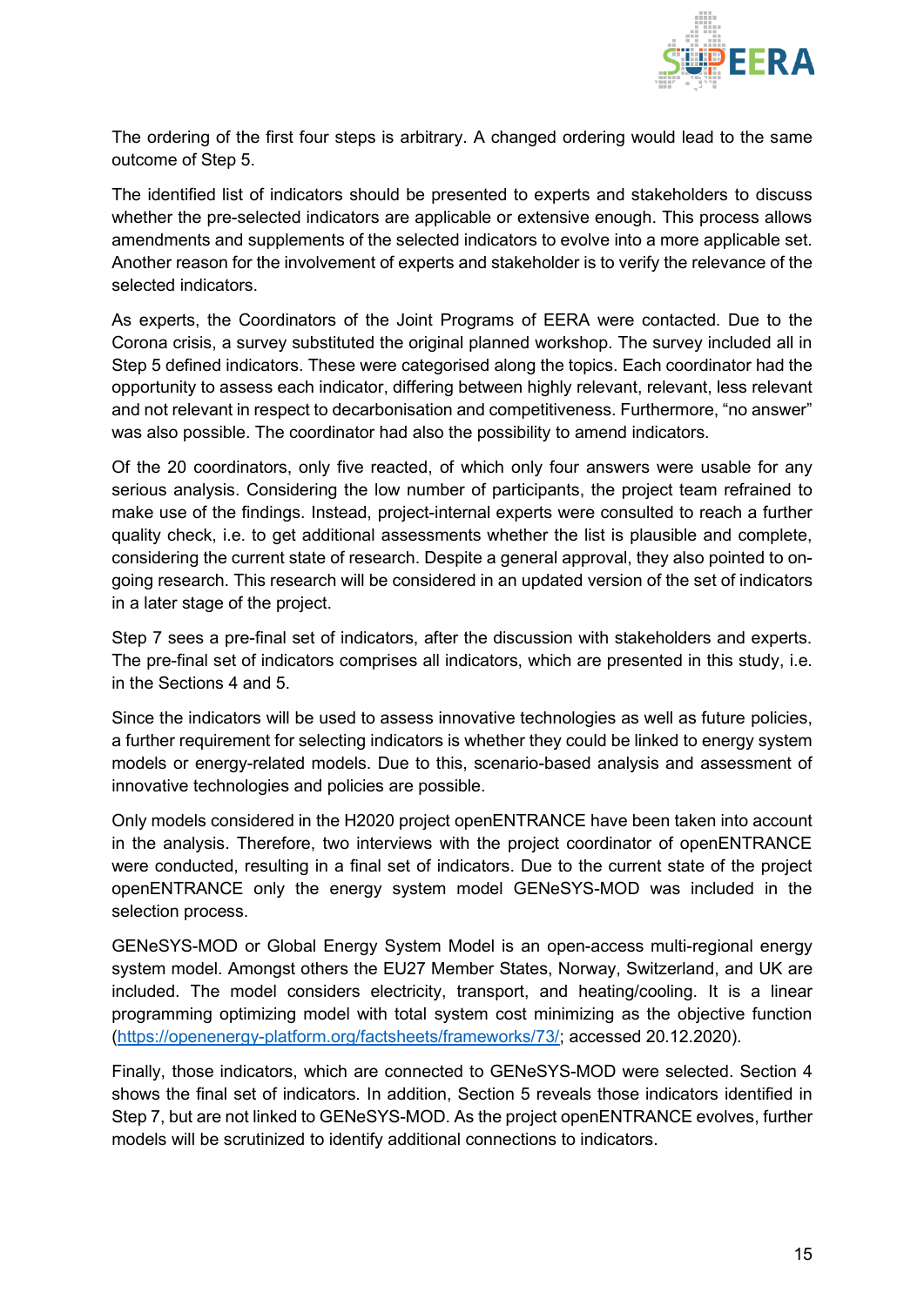The ordering of the first four steps is arbitrary. A changed ordering would lead to the same outcome of Step 5.

The identified list of indicators should be presented to experts and stakeholders to discuss whether the pre-selected indicators are applicable or extensive enough. This process allows amendments and supplements of the selected indicators to evolve into a more applicable set. Another reason for the involvement of experts and stakeholder is to verify the relevance of the selected indicators.

As experts, the Coordinators of the Joint Programs of EERA were contacted. Due to the Corona crisis, a survey substituted the original planned workshop. The survey included all in Step 5 defined indicators. These were categorised along the topics. Each coordinator had the opportunity to assess each indicator, differing between highly relevant, relevant, less relevant and not relevant in respect to decarbonisation and competitiveness. Furthermore, “no answer” was also possible. The coordinator had also the possibility to amend indicators.

Of the 20 coordinators, only five reacted, of which only four answers were usable for any serious analysis. Considering the low number of participants, the project team refrained to make use of the findings. Instead, project-internal experts were consulted to reach a further quality check, i.e. to get additional assessments whether the list is plausible and complete, considering the current state of research. Despite a general approval, they also pointed to on-going research. This research will be considered in an updated version of the set of indicators in a later stage of the project.

Step 7 sees a pre-final set of indicators, after the discussion with stakeholders and experts. The pre-final set of indicators comprises all indicators, which are presented in this study, i.e. in the Sections 4 and 5.

Since the indicators will be used to assess innovative technologies as well as future policies, a further requirement for selecting indicators is whether they could be linked to energy system models or energy-related models. Due to this, scenario-based analysis and assessment of innovative technologies and policies are possible.

Only models considered in the H2020 project openENTRANCE have been taken into account in the analysis. Therefore, two interviews with the project coordinator of openENTRANCE were conducted, resulting in a final set of indicators. Due to the current state of the project openENTRANCE only the energy system model GENeSYS-MOD was included in the selection process.

GENeSYS-MOD or Global Energy System Model is an open-access multi-regional energy system model. Amongst others the EU27 Member States, Norway, Switzerland, and UK are included. The model considers electricity, transport, and heating/cooling. It is a linear programming optimizing model with total system cost minimizing as the objective function (https://openenergy-platform.org/factsheets/frameworks/73/; accessed 20.12.2020).

Finally, those indicators, which are connected to GENeSYS-MOD were selected. Section 4 shows the final set of indicators. In addition, Section 5 reveals those indicators identified in Step 7, but are not linked to GENeSYS-MOD. As the project openENTRANCE evolves, further models will be scrutinized to identify additional connections to indicators.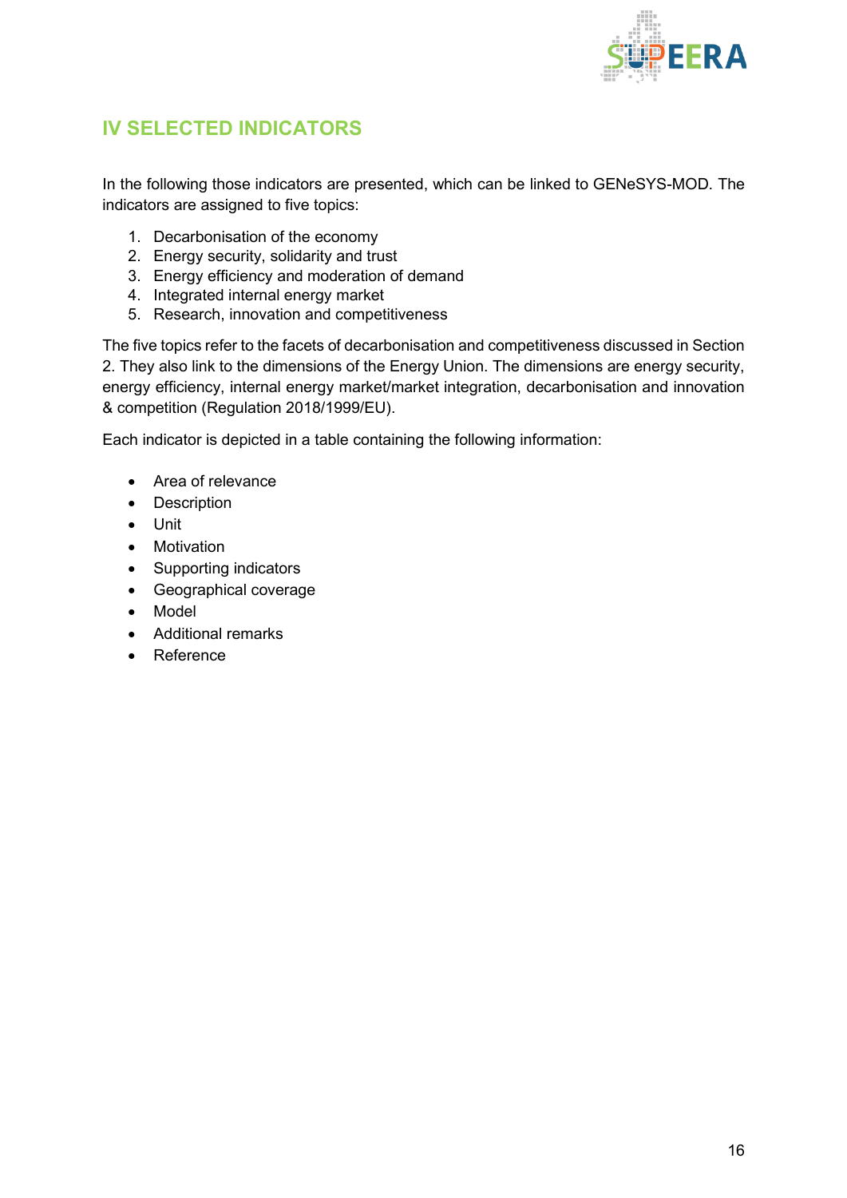# IV SELECTED INDICATORS

In the following those indicators are presented, which can be linked to GENeSYS-MOD. The indicators are assigned to five topics:

1. Decarbonisation of the economy
2. Energy security, solidarity and trust
3. Energy efficiency and moderation of demand
4. Integrated internal energy market
5. Research, innovation and competitiveness

The five topics refer to the facets of decarbonisation and competitiveness discussed in Section 2. They also link to the dimensions of the Energy Union. The dimensions are energy security, energy efficiency, internal energy market/market integration, decarbonisation and innovation & competition (Regulation 2018/1999/EU).

Each indicator is depicted in a table containing the following information:

- Area of relevance
- Description
- Unit
- Motivation
- Supporting indicators
- Geographical coverage
- Model
- Additional remarks
- Reference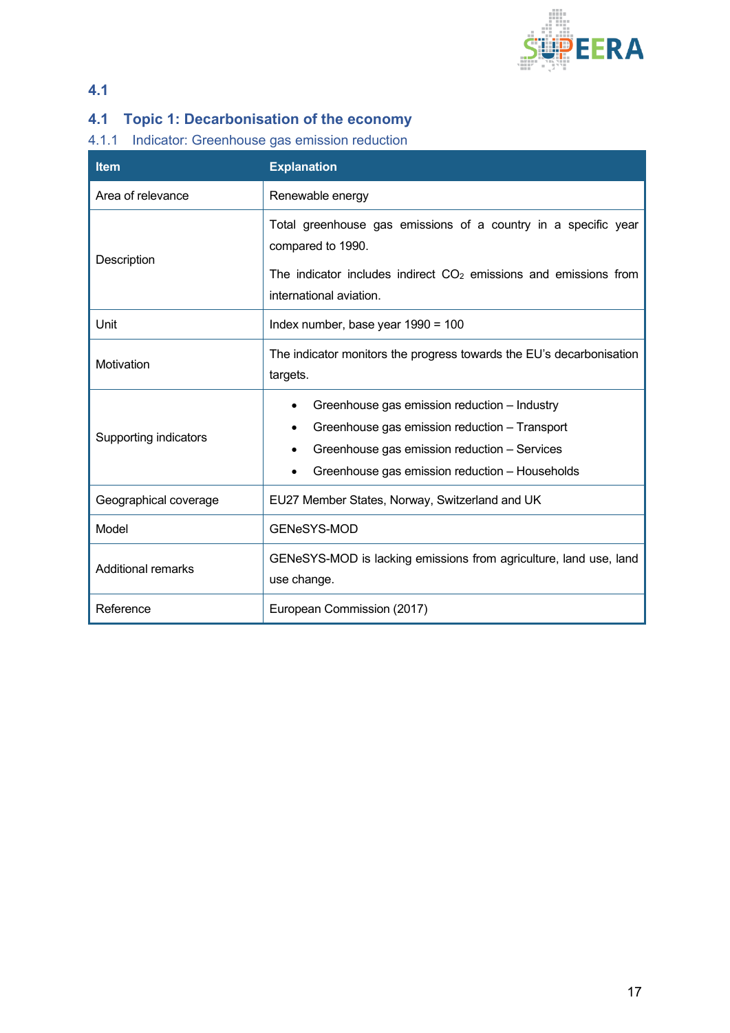## 4.1

## 4.1 Topic 1: Decarbonisation of the economy

### 4.1.1 Indicator: Greenhouse gas emission reduction

| Item | Explanation |
|---|---|
| Area of relevance | Renewable energy |
| Description | Total greenhouse gas emissions of a country in a specific year compared to 1990.<br><br>The indicator includes indirect $CO_2$ emissions and emissions from international aviation. |
| Unit | Index number, base year 1990 = 100 |
| Motivation | The indicator monitors the progress towards the EU's decarbonisation targets. |
| Supporting indicators | • Greenhouse gas emission reduction – Industry<br>• Greenhouse gas emission reduction – Transport<br>• Greenhouse gas emission reduction – Services<br>• Greenhouse gas emission reduction – Households |
| Geographical coverage | EU27 Member States, Norway, Switzerland and UK |
| Model | GENeSYS-MOD |
| Additional remarks | GENeSYS-MOD is lacking emissions from agriculture, land use, land use change. |
| Reference | European Commission (2017) |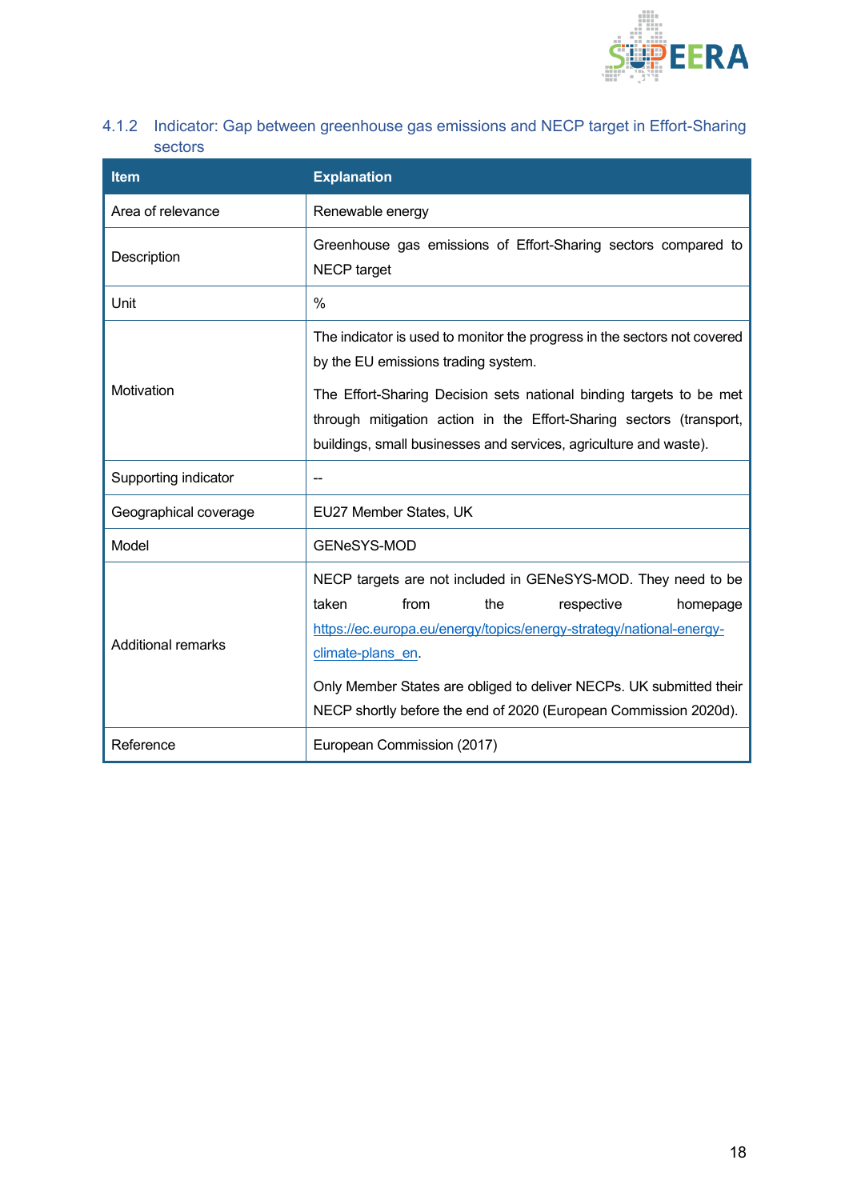### 4.1.2 Indicator: Gap between greenhouse gas emissions and NECP target in Effort-Sharing sectors

| Item | Explanation |
|---|---|
| Area of relevance | Renewable energy |
| Description | Greenhouse gas emissions of Effort-Sharing sectors compared to NECP target |
| Unit | % |
| Motivation | The indicator is used to monitor the progress in the sectors not covered by the EU emissions trading system.<br><br>The Effort-Sharing Decision sets national binding targets to be met through mitigation action in the Effort-Sharing sectors (transport, buildings, small businesses and services, agriculture and waste). |
| Supporting indicator | -- |
| Geographical coverage | EU27 Member States, UK |
| Model | GENeSYS-MOD |
| Additional remarks | NECP targets are not included in GENeSYS-MOD. They need to be taken from the respective homepage https://ec.europa.eu/energy/topics/energy-strategy/national-energy-climate-plans_en.<br><br>Only Member States are obliged to deliver NECPs. UK submitted their NECP shortly before the end of 2020 (European Commission 2020d). |
| Reference | European Commission (2017) |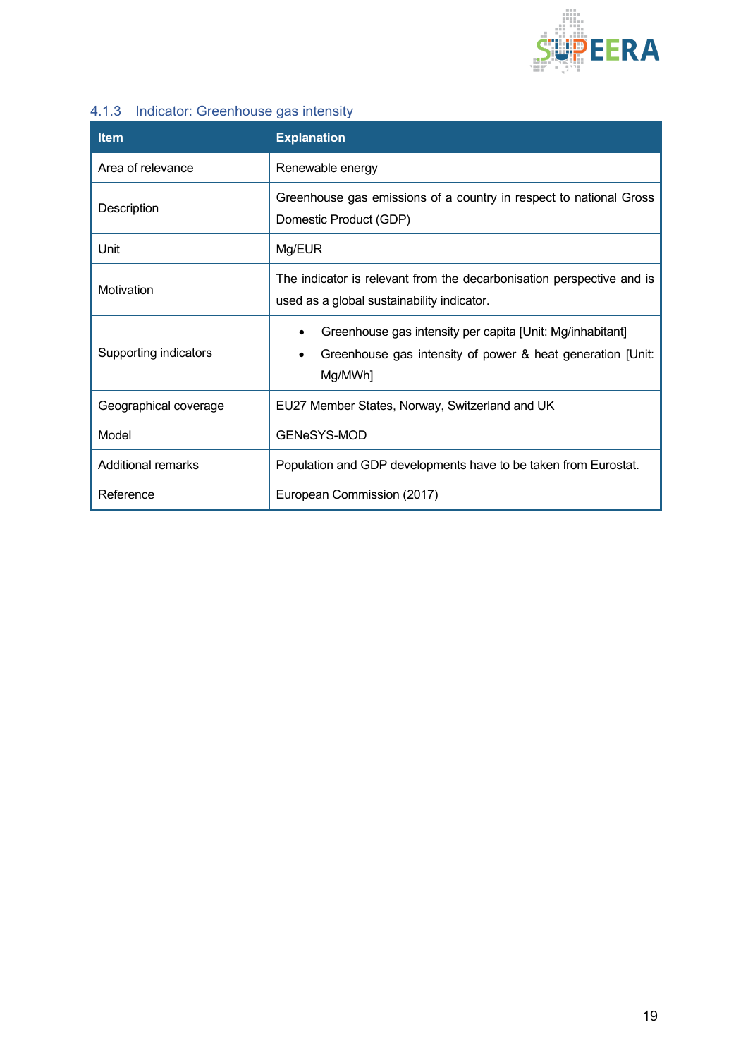### 4.1.3 Indicator: Greenhouse gas intensity

| Item | Explanation |
|---|---|
| Area of relevance | Renewable energy |
| Description | Greenhouse gas emissions of a country in respect to national Gross Domestic Product (GDP) |
| Unit | Mg/EUR |
| Motivation | The indicator is relevant from the decarbonisation perspective and is used as a global sustainability indicator. |
| Supporting indicators | • Greenhouse gas intensity per capita [Unit: Mg/inhabitant]<br>• Greenhouse gas intensity of power & heat generation [Unit: Mg/MWh] |
| Geographical coverage | EU27 Member States, Norway, Switzerland and UK |
| Model | GENeSYS-MOD |
| Additional remarks | Population and GDP developments have to be taken from Eurostat. |
| Reference | European Commission (2017) |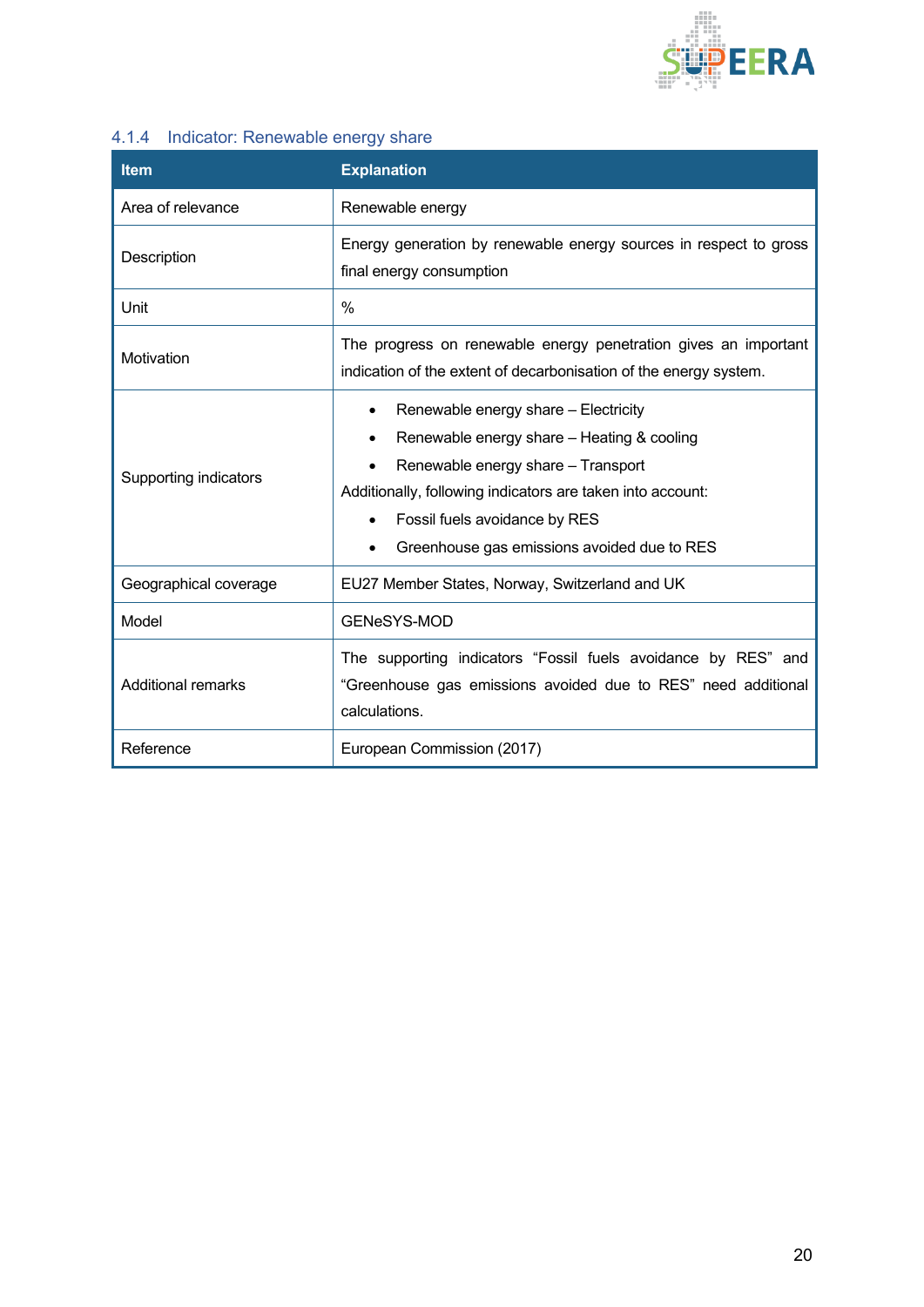#### 4.1.4 Indicator: Renewable energy share

| Item | Explanation |
|---|---|
| Area of relevance | Renewable energy |
| Description | Energy generation by renewable energy sources in respect to gross final energy consumption |
| Unit | % |
| Motivation | The progress on renewable energy penetration gives an important indication of the extent of decarbonisation of the energy system. |
| Supporting indicators | • Renewable energy share – Electricity<br>• Renewable energy share – Heating & cooling<br>• Renewable energy share – Transport<br>Additionally, following indicators are taken into account:<br>• Fossil fuels avoidance by RES<br>• Greenhouse gas emissions avoided due to RES |
| Geographical coverage | EU27 Member States, Norway, Switzerland and UK |
| Model | GENeSYS-MOD |
| Additional remarks | The supporting indicators "Fossil fuels avoidance by RES" and "Greenhouse gas emissions avoided due to RES" need additional calculations. |
| Reference | European Commission (2017) |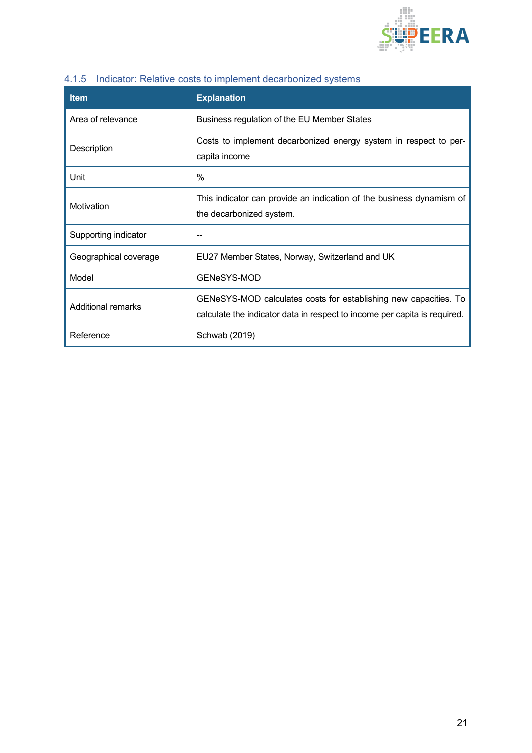### 4.1.5 Indicator: Relative costs to implement decarbonized systems

| Item | Explanation |
|---|---|
| Area of relevance | Business regulation of the EU Member States |
| Description | Costs to implement decarbonized energy system in respect to per-capita income |
| Unit | % |
| Motivation | This indicator can provide an indication of the business dynamism of the decarbonized system. |
| Supporting indicator | -- |
| Geographical coverage | EU27 Member States, Norway, Switzerland and UK |
| Model | GENeSYS-MOD |
| Additional remarks | GENeSYS-MOD calculates costs for establishing new capacities. To calculate the indicator data in respect to income per capita is required. |
| Reference | Schwab (2019) |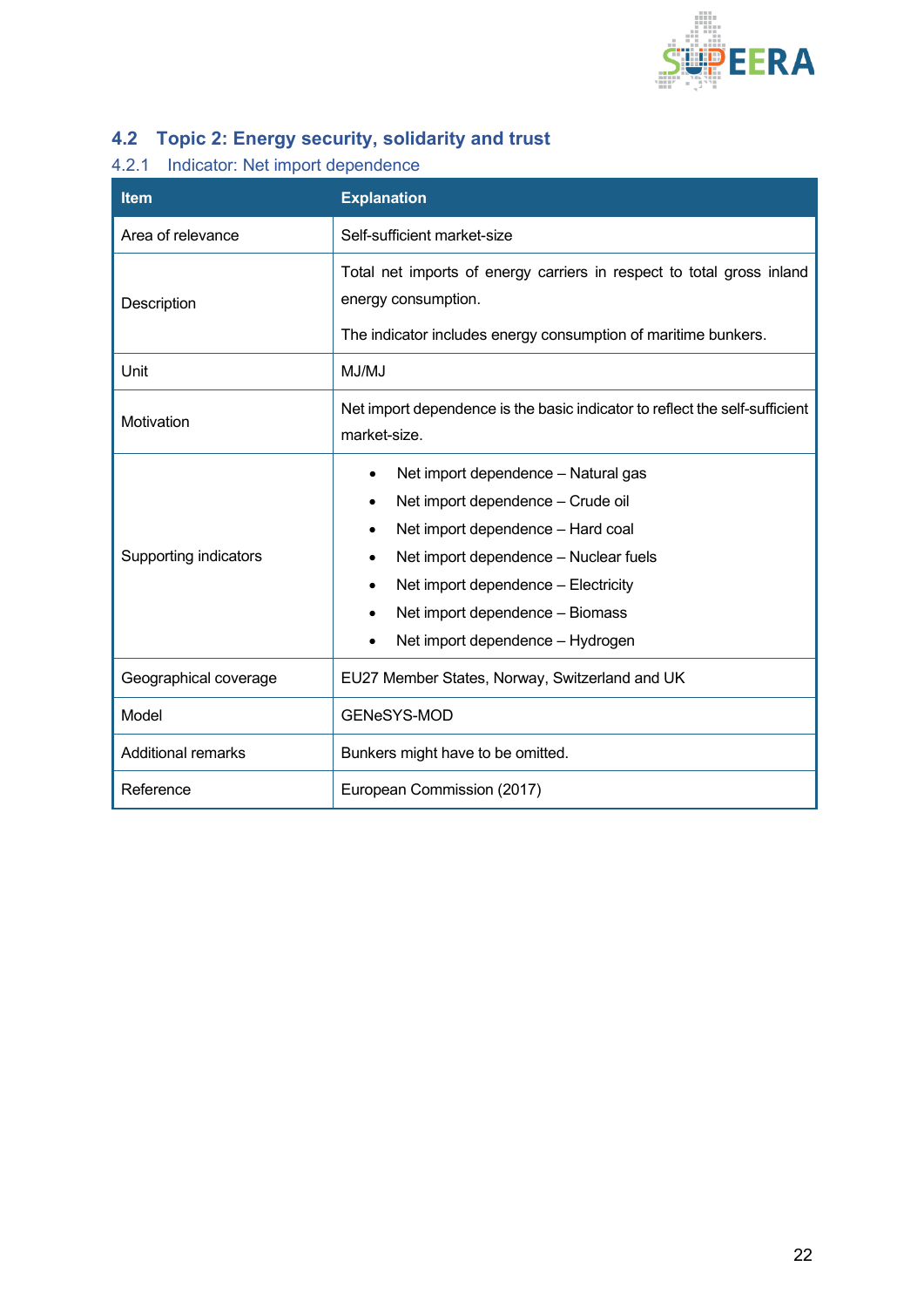## 4.2 Topic 2: Energy security, solidarity and trust

### 4.2.1 Indicator: Net import dependence

| Item | Explanation |
|---|---|
| Area of relevance | Self-sufficient market-size |
| Description | Total net imports of energy carriers in respect to total gross inland energy consumption.<br><br>The indicator includes energy consumption of maritime bunkers. |
| Unit | MJ/MJ |
| Motivation | Net import dependence is the basic indicator to reflect the self-sufficient market-size. |
| Supporting indicators | • Net import dependence – Natural gas<br>• Net import dependence – Crude oil<br>• Net import dependence – Hard coal<br>• Net import dependence – Nuclear fuels<br>• Net import dependence – Electricity<br>• Net import dependence – Biomass<br>• Net import dependence – Hydrogen |
| Geographical coverage | EU27 Member States, Norway, Switzerland and UK |
| Model | GENeSYS-MOD |
| Additional remarks | Bunkers might have to be omitted. |
| Reference | European Commission (2017) |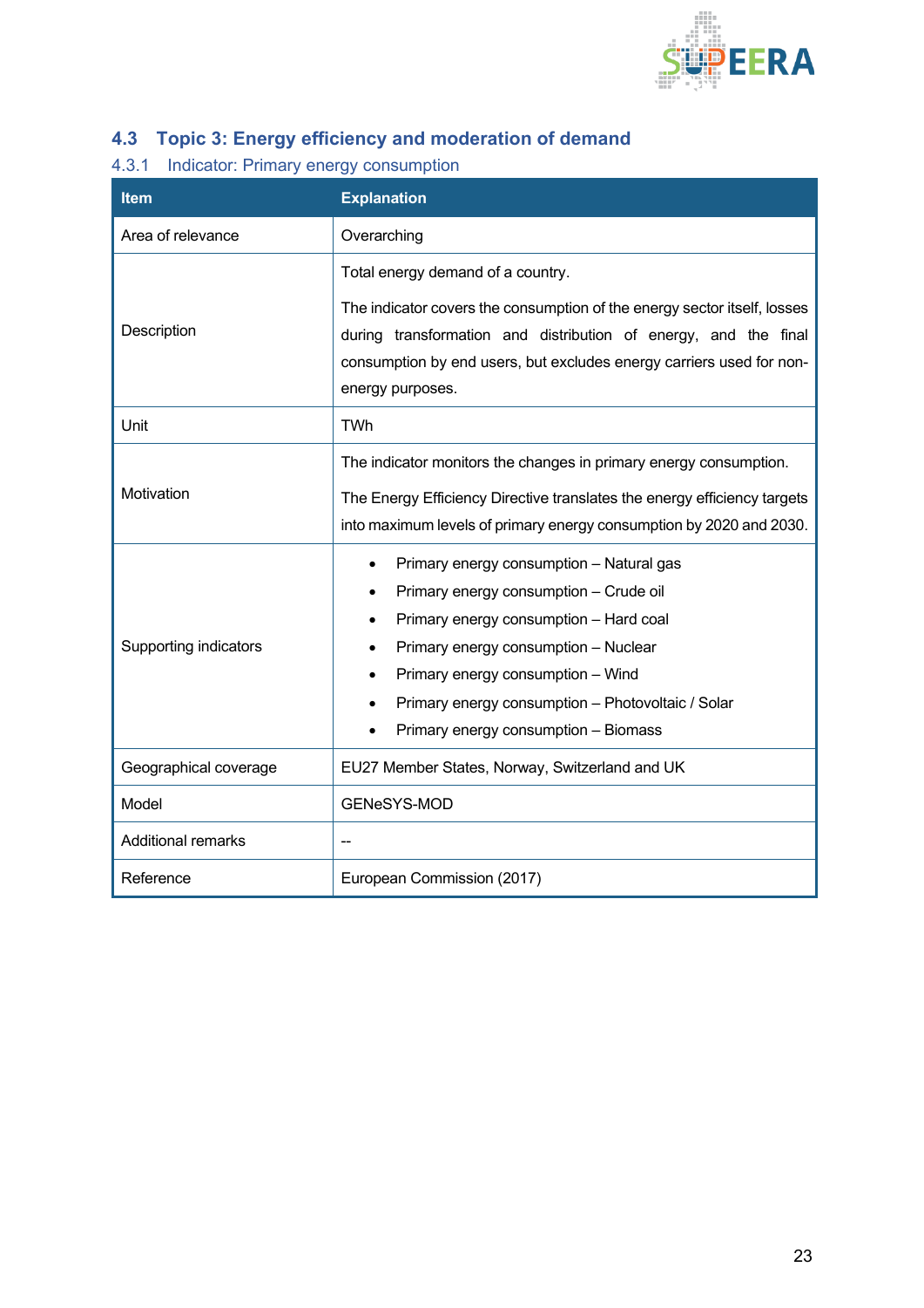## 4.3 Topic 3: Energy efficiency and moderation of demand

### 4.3.1 Indicator: Primary energy consumption

| Item | Explanation |
|---|---|
| Area of relevance | Overarching |
| Description | Total energy demand of a country.<br><br>The indicator covers the consumption of the energy sector itself, losses during transformation and distribution of energy, and the final consumption by end users, but excludes energy carriers used for non-energy purposes. |
| Unit | TWh |
| Motivation | The indicator monitors the changes in primary energy consumption.<br><br>The Energy Efficiency Directive translates the energy efficiency targets into maximum levels of primary energy consumption by 2020 and 2030. |
| Supporting indicators | • Primary energy consumption – Natural gas<br>• Primary energy consumption – Crude oil<br>• Primary energy consumption – Hard coal<br>• Primary energy consumption – Nuclear<br>• Primary energy consumption – Wind<br>• Primary energy consumption – Photovoltaic / Solar<br>• Primary energy consumption – Biomass |
| Geographical coverage | EU27 Member States, Norway, Switzerland and UK |
| Model | GENeSYS-MOD |
| Additional remarks | -- |
| Reference | European Commission (2017) |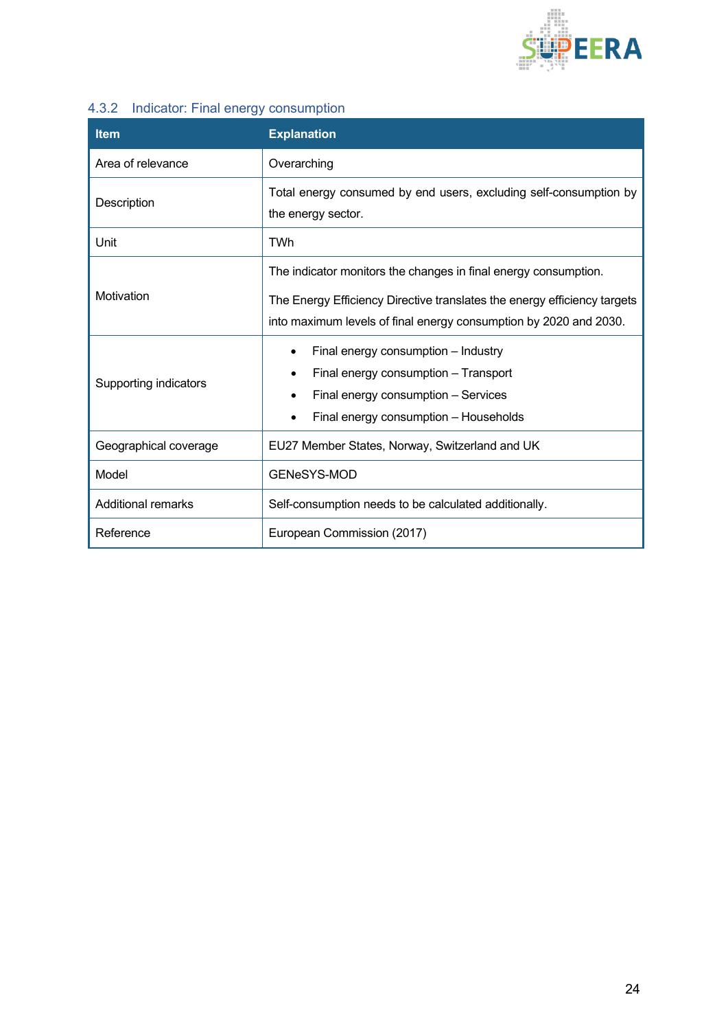### 4.3.2 Indicator: Final energy consumption

| Item | Explanation |
|---|---|
| Area of relevance | Overarching |
| Description | Total energy consumed by end users, excluding self-consumption by the energy sector. |
| Unit | TWh |
| Motivation | The indicator monitors the changes in final energy consumption.<br><br>The Energy Efficiency Directive translates the energy efficiency targets into maximum levels of final energy consumption by 2020 and 2030. |
| Supporting indicators | • Final energy consumption – Industry<br>• Final energy consumption – Transport<br>• Final energy consumption – Services<br>• Final energy consumption – Households |
| Geographical coverage | EU27 Member States, Norway, Switzerland and UK |
| Model | GENeSYS-MOD |
| Additional remarks | Self-consumption needs to be calculated additionally. |
| Reference | European Commission (2017) |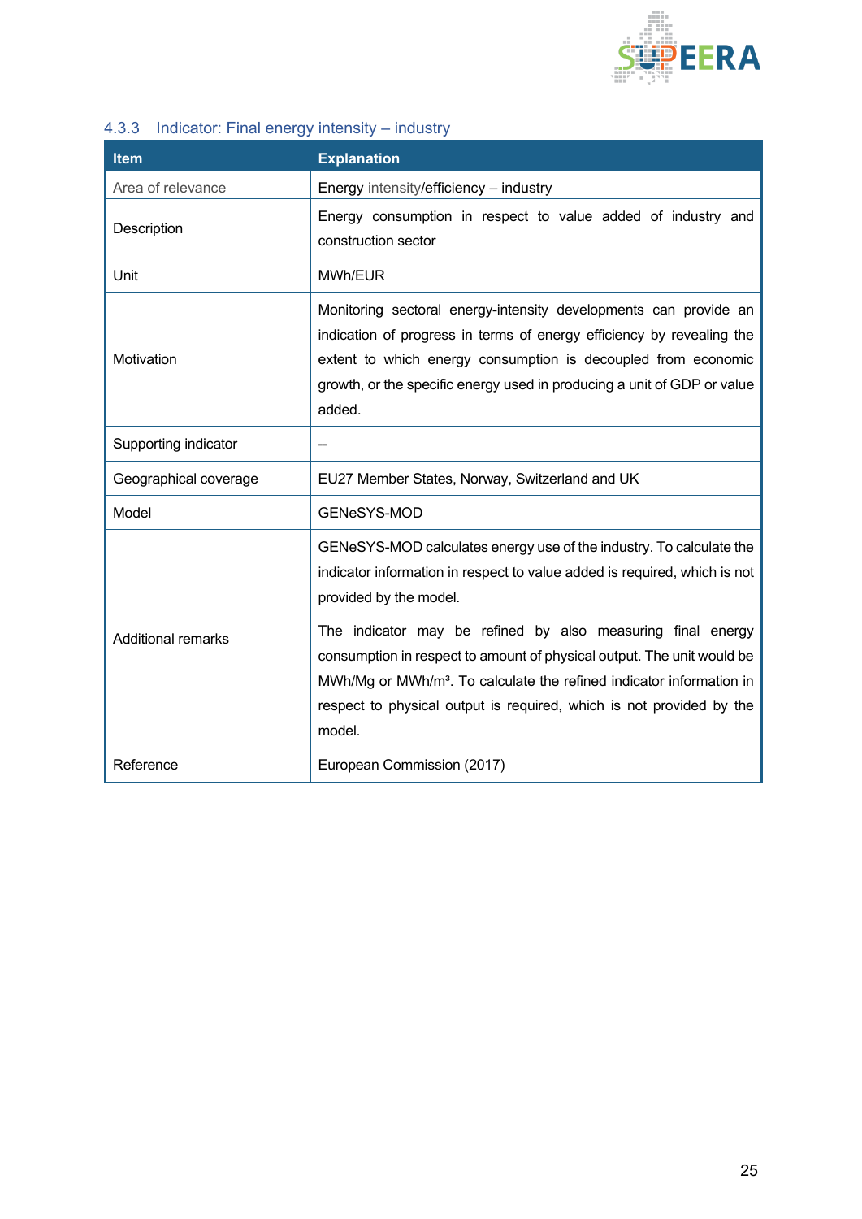### 4.3.3 Indicator: Final energy intensity – industry

| Item | Explanation |
|---|---|
| Area of relevance | Energy intensity/efficiency – industry |
| Description | Energy consumption in respect to value added of industry and construction sector |
| Unit | MWh/EUR |
| Motivation | Monitoring sectoral energy-intensity developments can provide an indication of progress in terms of energy efficiency by revealing the extent to which energy consumption is decoupled from economic growth, or the specific energy used in producing a unit of GDP or value added. |
| Supporting indicator | -- |
| Geographical coverage | EU27 Member States, Norway, Switzerland and UK |
| Model | GENeSYS-MOD |
| Additional remarks | GENeSYS-MOD calculates energy use of the industry. To calculate the indicator information in respect to value added is required, which is not provided by the model.<br><br>The indicator may be refined by also measuring final energy consumption in respect to amount of physical output. The unit would be MWh/Mg or MWh/m³. To calculate the refined indicator information in respect to physical output is required, which is not provided by the model. |
| Reference | European Commission (2017) |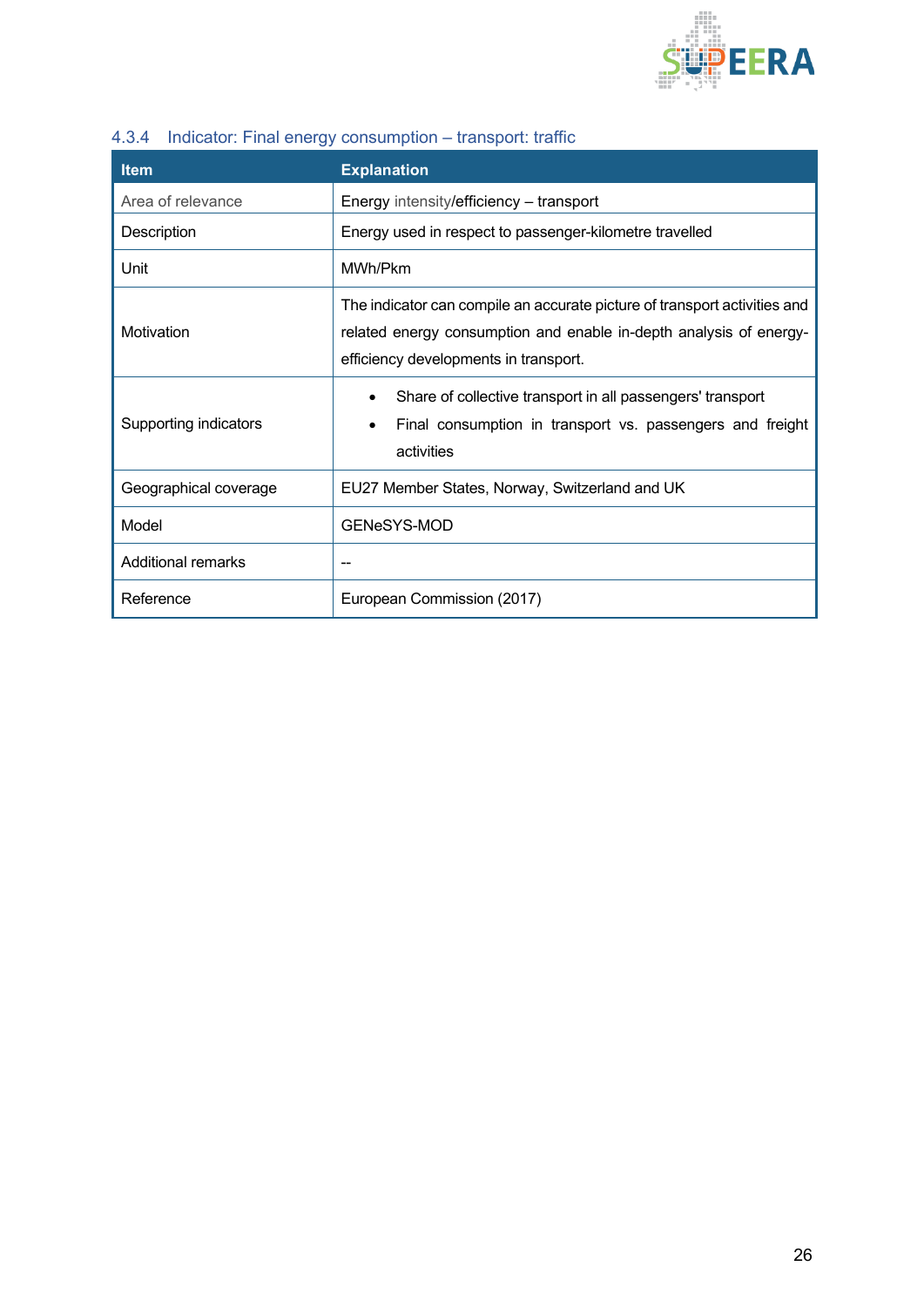### 4.3.4 Indicator: Final energy consumption – transport: traffic

| Item | Explanation |
|---|---|
| Area of relevance | Energy intensity/efficiency – transport |
| Description | Energy used in respect to passenger-kilometre travelled |
| Unit | MWh/Pkm |
| Motivation | The indicator can compile an accurate picture of transport activities and related energy consumption and enable in-depth analysis of energy-efficiency developments in transport. |
| Supporting indicators | • Share of collective transport in all passengers' transport<br>• Final consumption in transport vs. passengers and freight activities |
| Geographical coverage | EU27 Member States, Norway, Switzerland and UK |
| Model | GENeSYS-MOD |
| Additional remarks | -- |
| Reference | European Commission (2017) |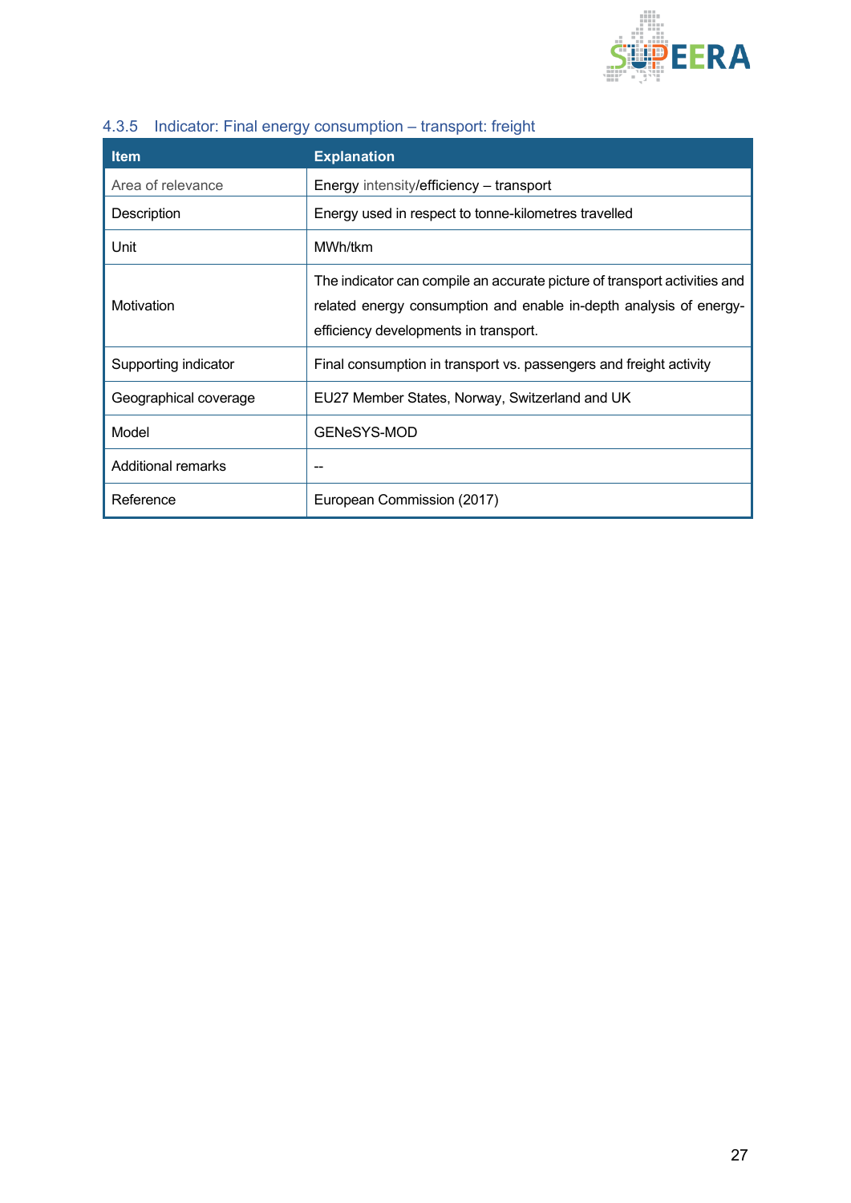### 4.3.5 Indicator: Final energy consumption – transport: freight

| Item | Explanation |
|---|---|
| Area of relevance | Energy intensity/efficiency – transport |
| Description | Energy used in respect to tonne-kilometres travelled |
| Unit | MWh/tkm |
| Motivation | The indicator can compile an accurate picture of transport activities and related energy consumption and enable in-depth analysis of energy-efficiency developments in transport. |
| Supporting indicator | Final consumption in transport vs. passengers and freight activity |
| Geographical coverage | EU27 Member States, Norway, Switzerland and UK |
| Model | GENeSYS-MOD |
| Additional remarks | -- |
| Reference | European Commission (2017) |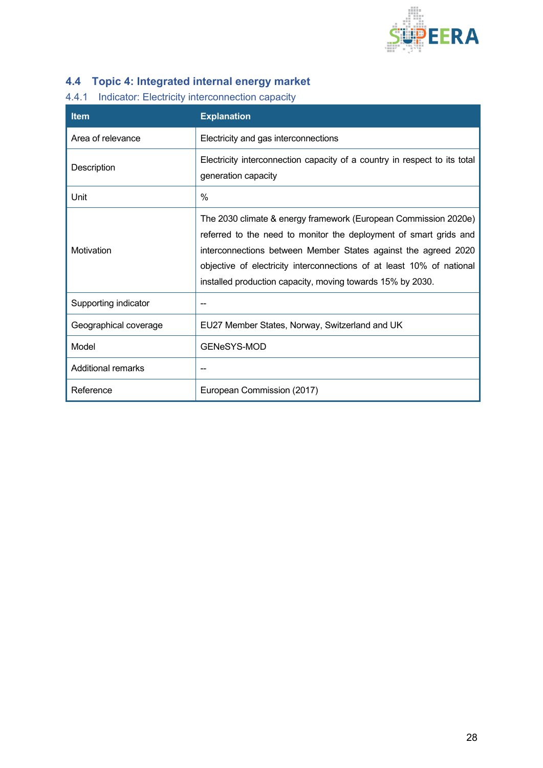## 4.4 Topic 4: Integrated internal energy market

### 4.4.1 Indicator: Electricity interconnection capacity

| Item | Explanation |
|---|---|
| Area of relevance | Electricity and gas interconnections |
| Description | Electricity interconnection capacity of a country in respect to its total generation capacity |
| Unit | % |
| Motivation | The 2030 climate & energy framework (European Commission 2020e) referred to the need to monitor the deployment of smart grids and interconnections between Member States against the agreed 2020 objective of electricity interconnections of at least 10% of national installed production capacity, moving towards 15% by 2030. |
| Supporting indicator | -- |
| Geographical coverage | EU27 Member States, Norway, Switzerland and UK |
| Model | GENeSYS-MOD |
| Additional remarks | -- |
| Reference | European Commission (2017) |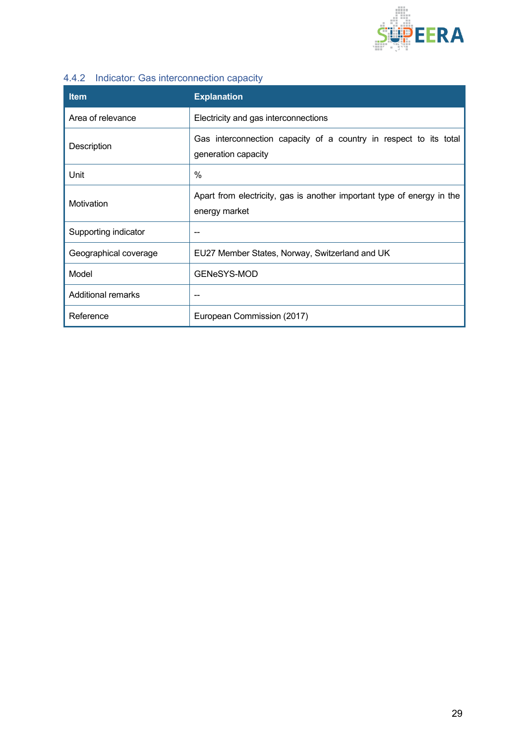### 4.4.2 Indicator: Gas interconnection capacity

| Item | Explanation |
|---|---|
| Area of relevance | Electricity and gas interconnections |
| Description | Gas interconnection capacity of a country in respect to its total generation capacity |
| Unit | % |
| Motivation | Apart from electricity, gas is another important type of energy in the energy market |
| Supporting indicator | -- |
| Geographical coverage | EU27 Member States, Norway, Switzerland and UK |
| Model | GENeSYS-MOD |
| Additional remarks | -- |
| Reference | European Commission (2017) |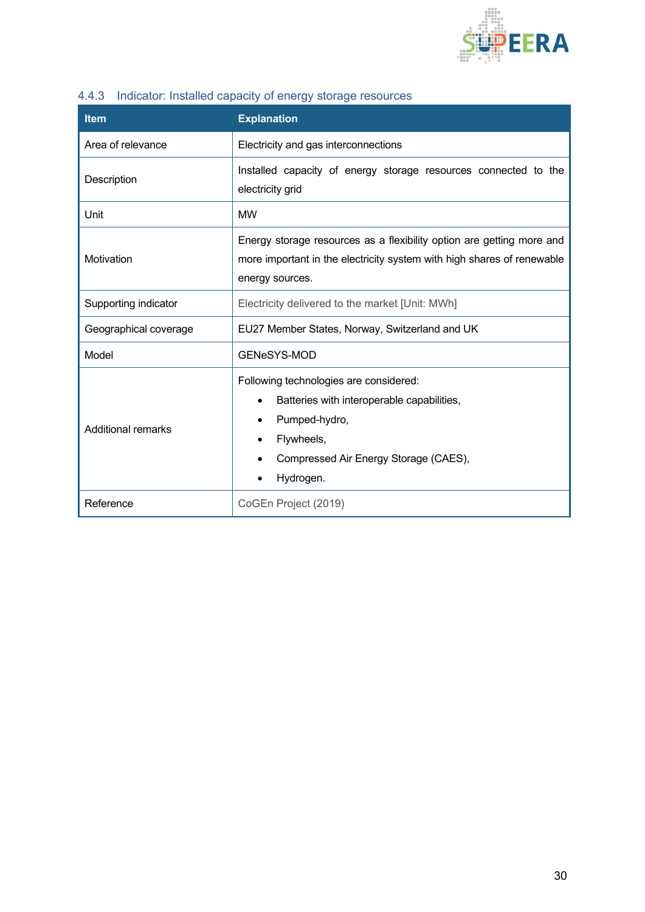### 4.4.3 Indicator: Installed capacity of energy storage resources

| Item | Explanation |
| --- | --- |
| Area of relevance | Electricity and gas interconnections |
| Description | Installed capacity of energy storage resources connected to the electricity grid |
| Unit | MW |
| Motivation | Energy storage resources as a flexibility option are getting more and more important in the electricity system with high shares of renewable energy sources. |
| Supporting indicator | Electricity delivered to the market [Unit: MWh] |
| Geographical coverage | EU27 Member States, Norway, Switzerland and UK |
| Model | GENeSYS-MOD |
| Additional remarks | Following technologies are considered:<br>• Batteries with interoperable capabilities,<br>• Pumped-hydro,<br>• Flywheels,<br>• Compressed Air Energy Storage (CAES),<br>• Hydrogen. |
| Reference | CoGEn Project (2019) |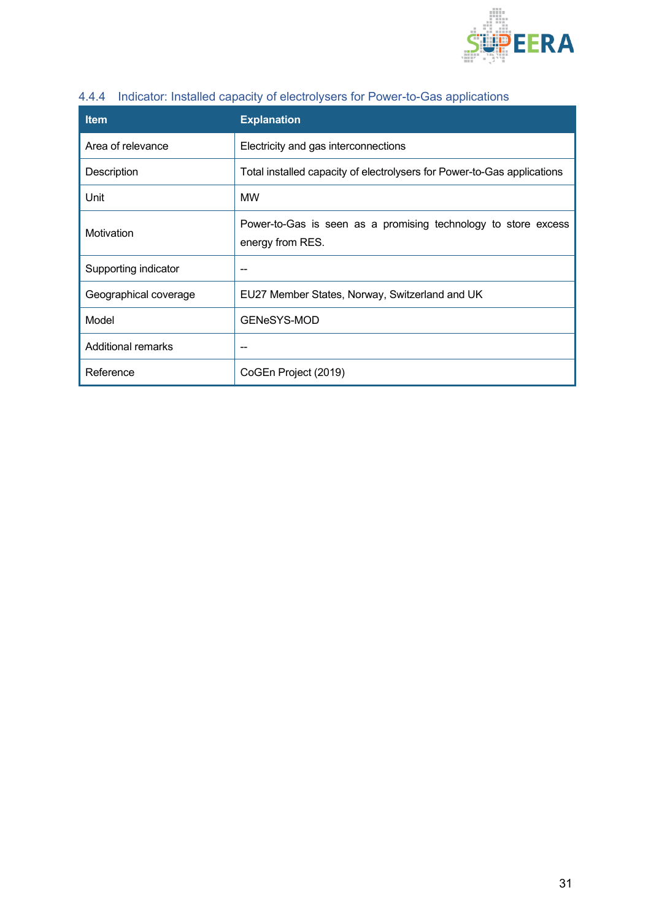### 4.4.4 Indicator: Installed capacity of electrolysers for Power-to-Gas applications

| Item | Explanation |
|---|---|
| Area of relevance | Electricity and gas interconnections |
| Description | Total installed capacity of electrolysers for Power-to-Gas applications |
| Unit | MW |
| Motivation | Power-to-Gas is seen as a promising technology to store excess energy from RES. |
| Supporting indicator | -- |
| Geographical coverage | EU27 Member States, Norway, Switzerland and UK |
| Model | GENeSYS-MOD |
| Additional remarks | -- |
| Reference | CoGEn Project (2019) |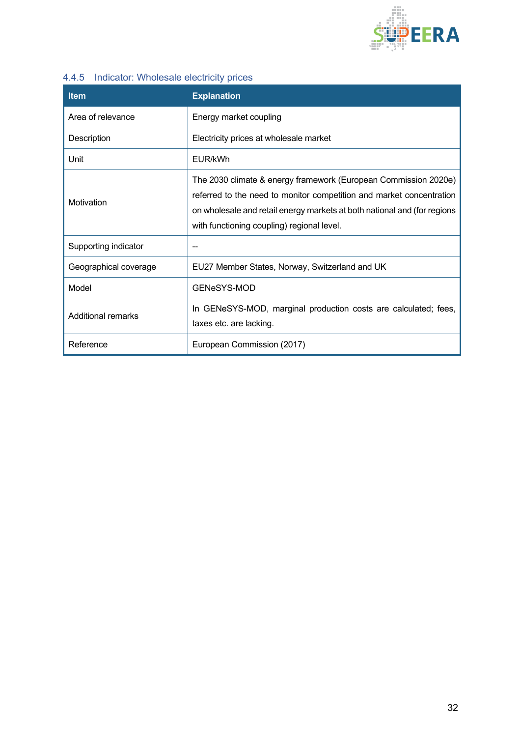### 4.4.5 Indicator: Wholesale electricity prices

| Item | Explanation |
| --- | --- |
| Area of relevance | Energy market coupling |
| Description | Electricity prices at wholesale market |
| Unit | EUR/kWh |
| Motivation | The 2030 climate & energy framework (European Commission 2020e) referred to the need to monitor competition and market concentration on wholesale and retail energy markets at both national and (for regions with functioning coupling) regional level. |
| Supporting indicator | -- |
| Geographical coverage | EU27 Member States, Norway, Switzerland and UK |
| Model | GENeSYS-MOD |
| Additional remarks | In GENeSYS-MOD, marginal production costs are calculated; fees, taxes etc. are lacking. |
| Reference | European Commission (2017) |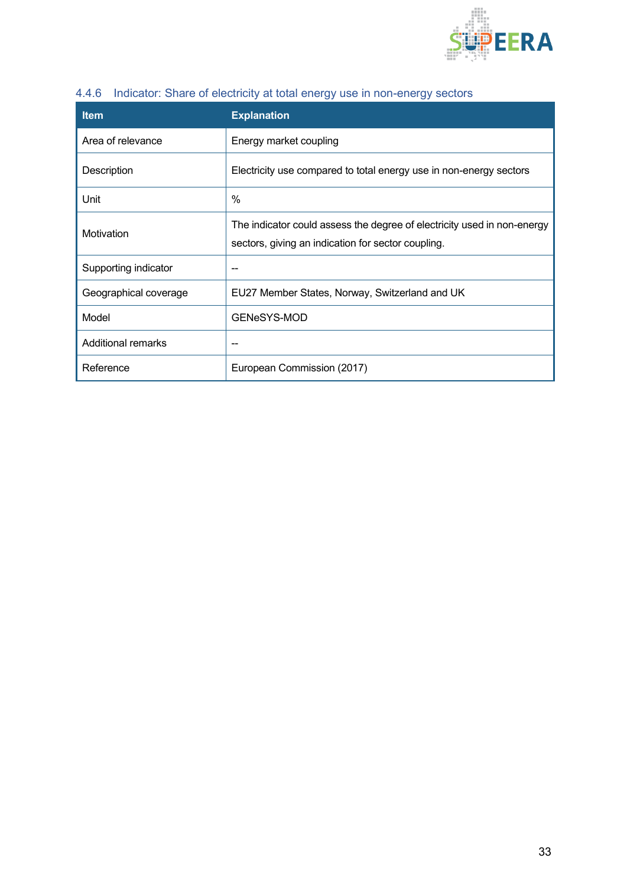### 4.4.6 Indicator: Share of electricity at total energy use in non-energy sectors

| Item | Explanation |
|---|---|
| Area of relevance | Energy market coupling |
| Description | Electricity use compared to total energy use in non-energy sectors |
| Unit | % |
| Motivation | The indicator could assess the degree of electricity used in non-energy sectors, giving an indication for sector coupling. |
| Supporting indicator | -- |
| Geographical coverage | EU27 Member States, Norway, Switzerland and UK |
| Model | GENeSYS-MOD |
| Additional remarks | -- |
| Reference | European Commission (2017) |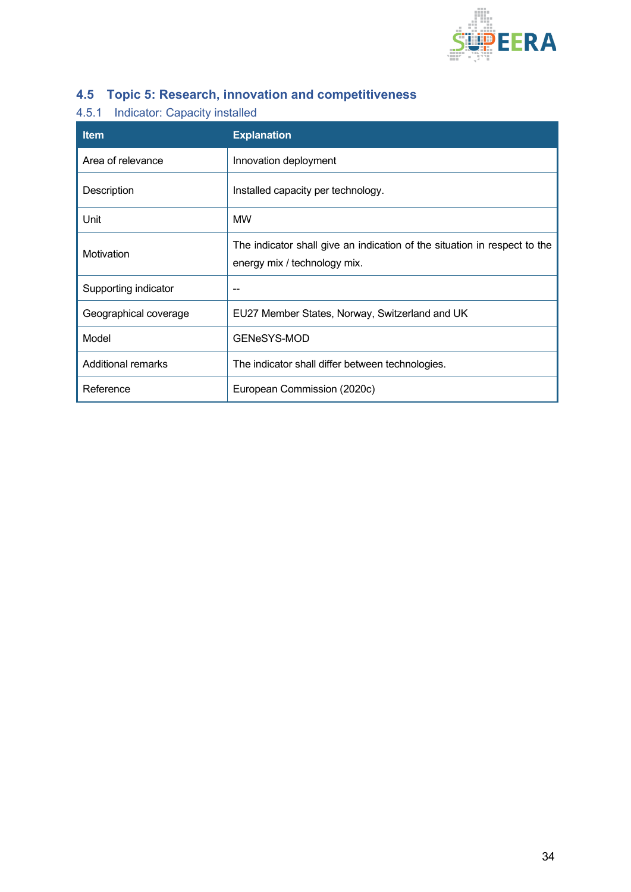## 4.5 Topic 5: Research, innovation and competitiveness

### 4.5.1 Indicator: Capacity installed

| Item | Explanation |
|---|---|
| Area of relevance | Innovation deployment |
| Description | Installed capacity per technology. |
| Unit | MW |
| Motivation | The indicator shall give an indication of the situation in respect to the energy mix / technology mix. |
| Supporting indicator | -- |
| Geographical coverage | EU27 Member States, Norway, Switzerland and UK |
| Model | GENeSYS-MOD |
| Additional remarks | The indicator shall differ between technologies. |
| Reference | European Commission (2020c) |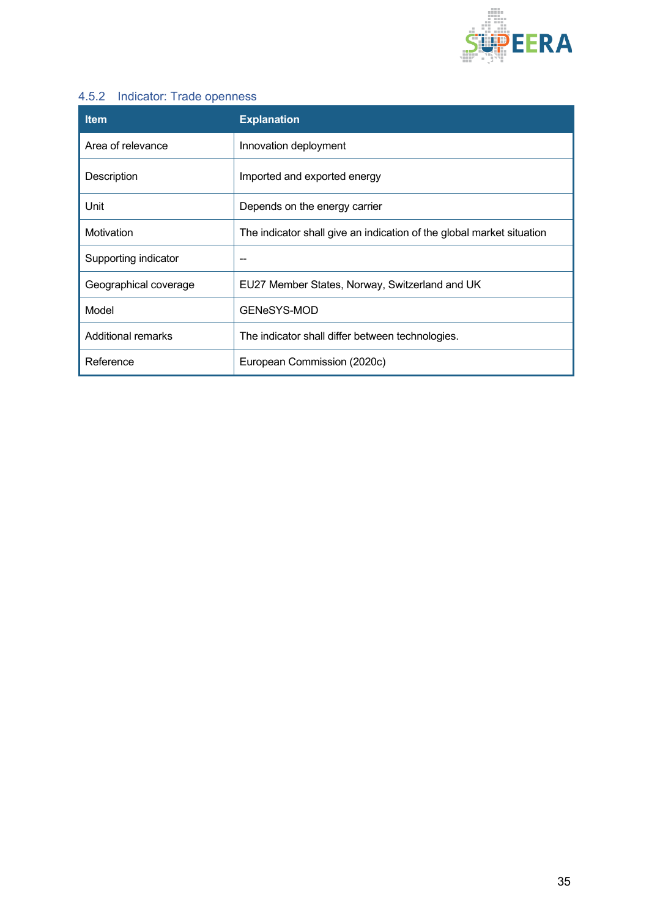### 4.5.2 Indicator: Trade openness

| Item | Explanation |
|---|---|
| Area of relevance | Innovation deployment |
| Description | Imported and exported energy |
| Unit | Depends on the energy carrier |
| Motivation | The indicator shall give an indication of the global market situation |
| Supporting indicator | -- |
| Geographical coverage | EU27 Member States, Norway, Switzerland and UK |
| Model | GENeSYS-MOD |
| Additional remarks | The indicator shall differ between technologies. |
| Reference | European Commission (2020c) |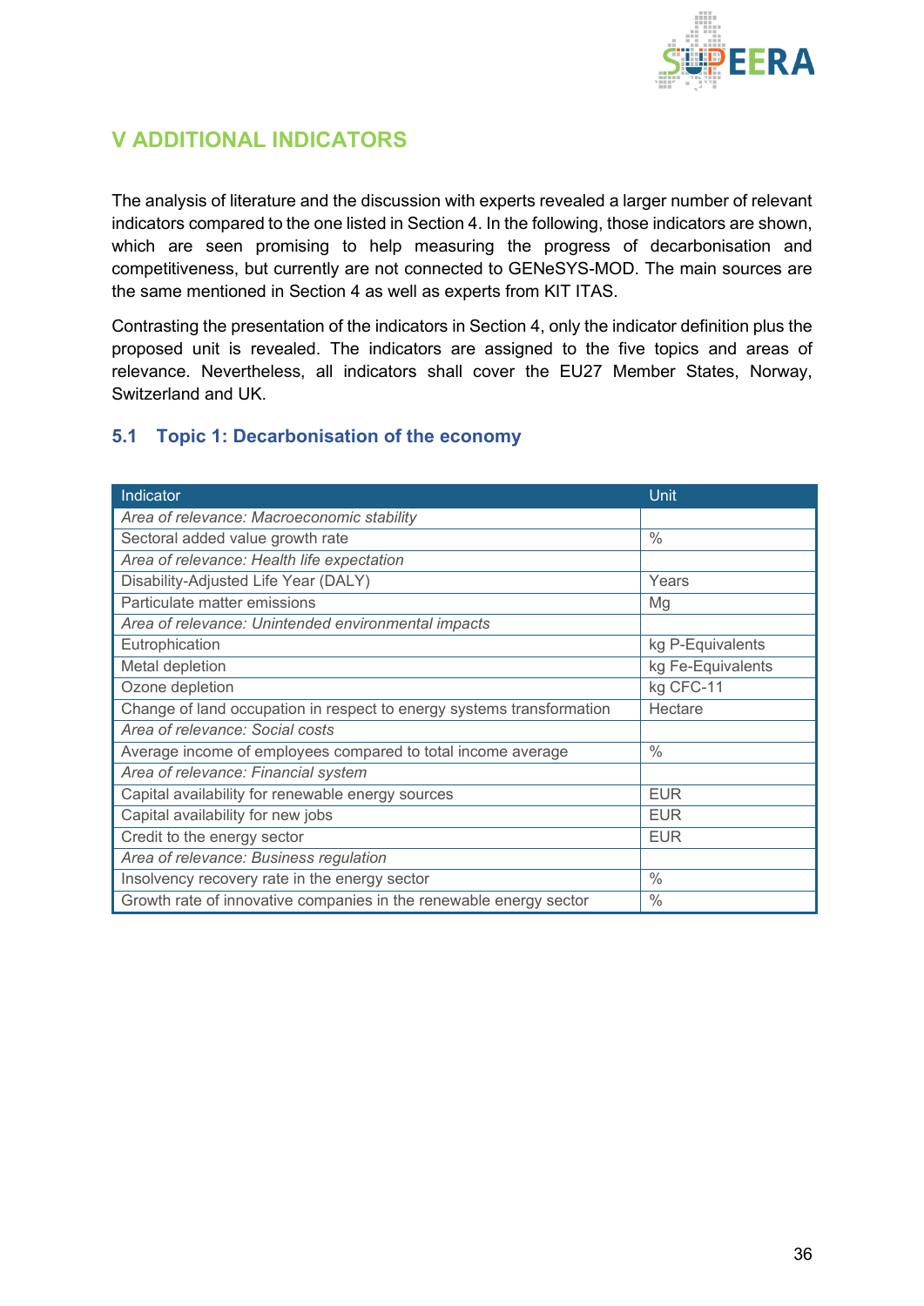# V ADDITIONAL INDICATORS

The analysis of literature and the discussion with experts revealed a larger number of relevant indicators compared to the one listed in Section 4. In the following, those indicators are shown, which are seen promising to help measuring the progress of decarbonisation and competitiveness, but currently are not connected to GENeSYS-MOD. The main sources are the same mentioned in Section 4 as well as experts from KIT ITAS.

Contrasting the presentation of the indicators in Section 4, only the indicator definition plus the proposed unit is revealed. The indicators are assigned to the five topics and areas of relevance. Nevertheless, all indicators shall cover the EU27 Member States, Norway, Switzerland and UK.

## 5.1 Topic 1: Decarbonisation of the economy

| Indicator | Unit |
|---|---|
| *Area of relevance: Macroeconomic stability* | |
| Sectoral added value growth rate | % |
| *Area of relevance: Health life expectation* | |
| Disability-Adjusted Life Year (DALY) | Years |
| Particulate matter emissions | Mg |
| *Area of relevance: Unintended environmental impacts* | |
| Eutrophication | kg P-Equivalents |
| Metal depletion | kg Fe-Equivalents |
| Ozone depletion | kg CFC-11 |
| Change of land occupation in respect to energy systems transformation | Hectare |
| *Area of relevance: Social costs* | |
| Average income of employees compared to total income average | % |
| *Area of relevance: Financial system* | |
| Capital availability for renewable energy sources | EUR |
| Capital availability for new jobs | EUR |
| Credit to the energy sector | EUR |
| *Area of relevance: Business regulation* | |
| Insolvency recovery rate in the energy sector | % |
| Growth rate of innovative companies in the renewable energy sector | % |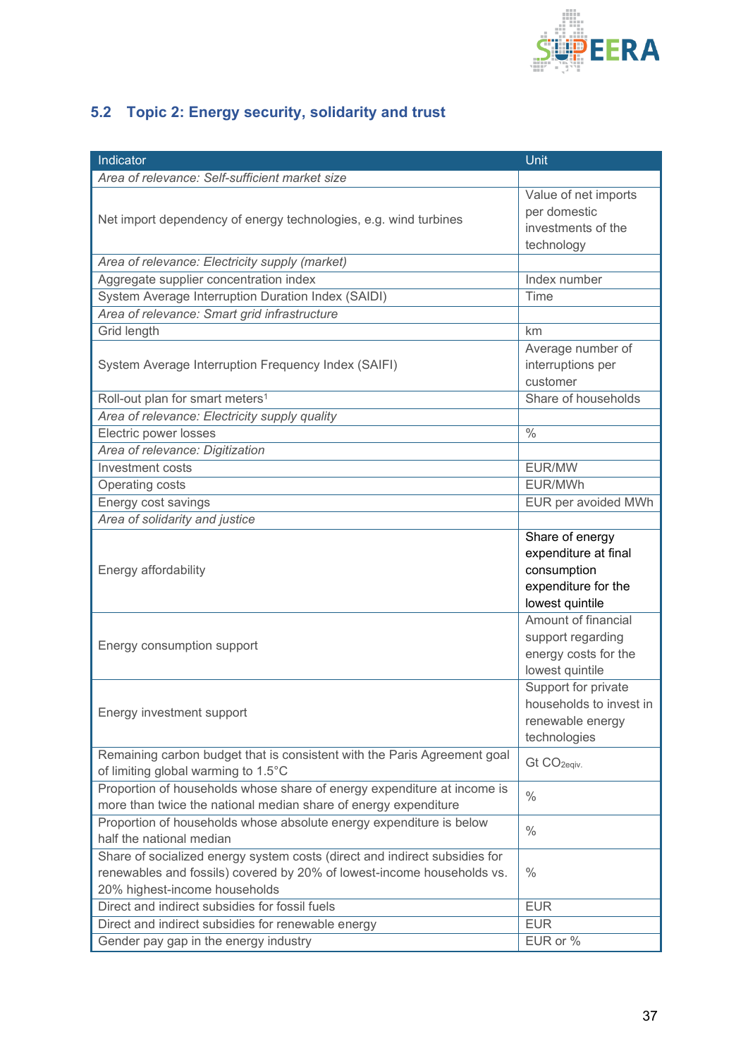## 5.2 Topic 2: Energy security, solidarity and trust

| Indicator | Unit |
|---|---|
| *Area of relevance: Self-sufficient market size* | |
| Net import dependency of energy technologies, e.g. wind turbines | Value of net imports per domestic investments of the technology |
| *Area of relevance: Electricity supply (market)* | |
| Aggregate supplier concentration index | Index number |
| System Average Interruption Duration Index (SAIDI) | Time |
| *Area of relevance: Smart grid infrastructure* | |
| Grid length | km |
| System Average Interruption Frequency Index (SAIFI) | Average number of interruptions per customer |
| Roll-out plan for smart meters[1] | Share of households |
| *Area of relevance: Electricity supply quality* | |
| Electric power losses | % |
| *Area of relevance: Digitization* | |
| Investment costs | EUR/MW |
| Operating costs | EUR/MWh |
| Energy cost savings | EUR per avoided MWh |
| *Area of solidarity and justice* | |
| Energy affordability | Share of energy expenditure at final consumption expenditure for the lowest quintile |
| Energy consumption support | Amount of financial support regarding energy costs for the lowest quintile |
| Energy investment support | Support for private households to invest in renewable energy technologies |
| Remaining carbon budget that is consistent with the Paris Agreement goal of limiting global warming to 1.5°C | Gt $CO_{2eqiv.}$ |
| Proportion of households whose share of energy expenditure at income is more than twice the national median share of energy expenditure | % |
| Proportion of households whose absolute energy expenditure is below half the national median | % |
| Share of socialized energy system costs (direct and indirect subsidies for renewables and fossils) covered by 20% of lowest-income households vs. 20% highest-income households | % |
| Direct and indirect subsidies for fossil fuels | EUR |
| Direct and indirect subsidies for renewable energy | EUR |
| Gender pay gap in the energy industry | EUR or % |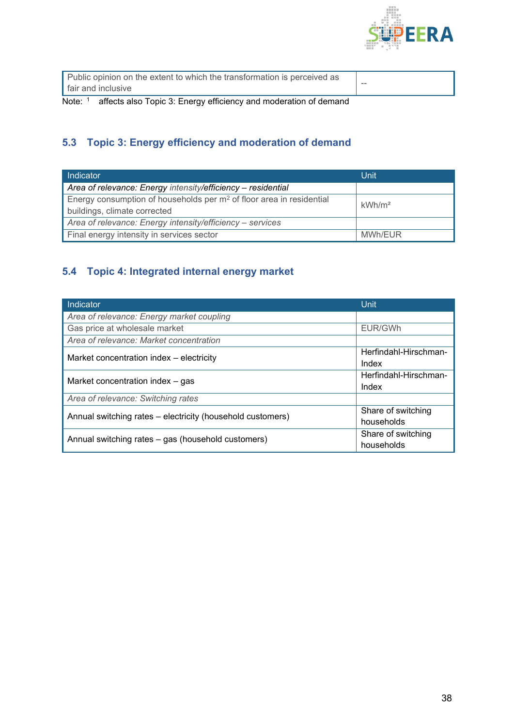| | |
|---|---|
| Public opinion on the extent to which the transformation is perceived as fair and inclusive | -- |

Note: [1] affects also Topic 3: Energy efficiency and moderation of demand

## 5.3 Topic 3: Energy efficiency and moderation of demand

| Indicator | Unit |
|---|---|
| *Area of relevance: Energy intensity/efficiency – residential* | |
| Energy consumption of households per m² of floor area in residential buildings, climate corrected | kWh/m² |
| *Area of relevance: Energy intensity/efficiency – services* | |
| Final energy intensity in services sector | MWh/EUR |

## 5.4 Topic 4: Integrated internal energy market

| Indicator | Unit |
|---|---|
| *Area of relevance: Energy market coupling* | |
| Gas price at wholesale market | EUR/GWh |
| *Area of relevance: Market concentration* | |
| Market concentration index – electricity | Herfindahl-Hirschman-Index |
| Market concentration index – gas | Herfindahl-Hirschman-Index |
| *Area of relevance: Switching rates* | |
| Annual switching rates – electricity (household customers) | Share of switching households |
| Annual switching rates – gas (household customers) | Share of switching households |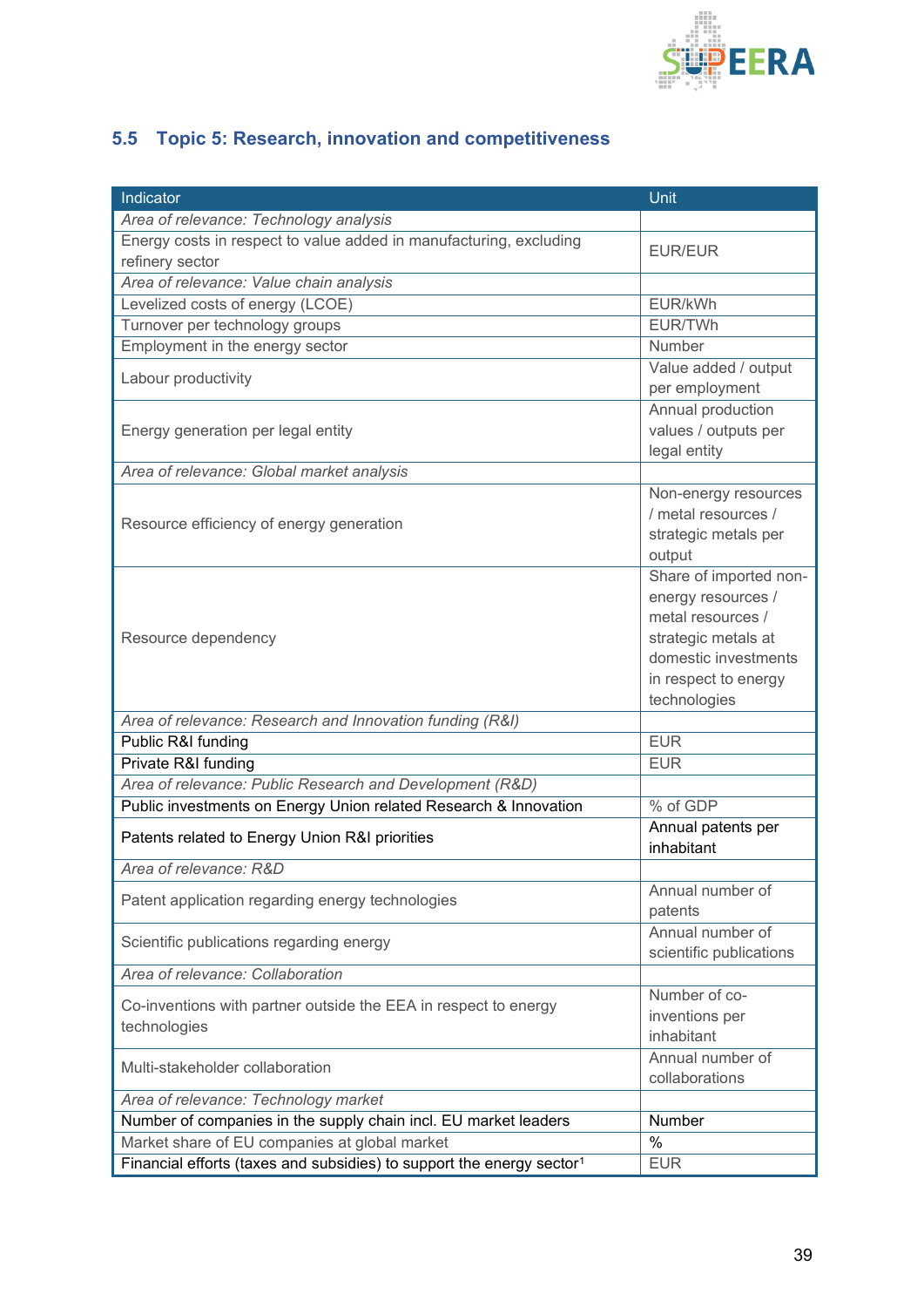## 5.5 Topic 5: Research, innovation and competitiveness

| Indicator | Unit |
|---|---|
| *Area of relevance: Technology analysis* | |
| Energy costs in respect to value added in manufacturing, excluding refinery sector | EUR/EUR |
| *Area of relevance: Value chain analysis* | |
| Levelized costs of energy (LCOE) | EUR/kWh |
| Turnover per technology groups | EUR/TWh |
| Employment in the energy sector | Number |
| Labour productivity | Value added / output per employment |
| Energy generation per legal entity | Annual production values / outputs per legal entity |
| *Area of relevance: Global market analysis* | |
| Resource efficiency of energy generation | Non-energy resources / metal resources / strategic metals per output |
| Resource dependency | Share of imported non-energy resources / metal resources / strategic metals at domestic investments in respect to energy technologies |
| *Area of relevance: Research and Innovation funding (R&I)* | |
| Public R&I funding | EUR |
| Private R&I funding | EUR |
| *Area of relevance: Public Research and Development (R&D)* | |
| Public investments on Energy Union related Research & Innovation | % of GDP |
| Patents related to Energy Union R&I priorities | Annual patents per inhabitant |
| *Area of relevance: R&D* | |
| Patent application regarding energy technologies | Annual number of patents |
| Scientific publications regarding energy | Annual number of scientific publications |
| *Area of relevance: Collaboration* | |
| Co-inventions with partner outside the EEA in respect to energy technologies | Number of co-inventions per inhabitant |
| Multi-stakeholder collaboration | Annual number of collaborations |
| *Area of relevance: Technology market* | |
| Number of companies in the supply chain incl. EU market leaders | Number |
| Market share of EU companies at global market | % |
| Financial efforts (taxes and subsidies) to support the energy sector[1] | EUR |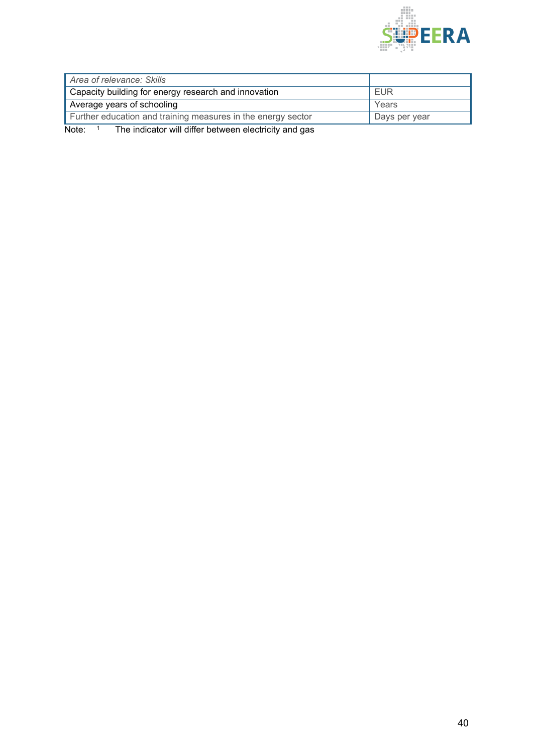| *Area of relevance: Skills* | |
|---|---|
| Capacity building for energy research and innovation | EUR |
| Average years of schooling | Years |
| Further education and training measures in the energy sector | Days per year |

Note: [1] The indicator will differ between electricity and gas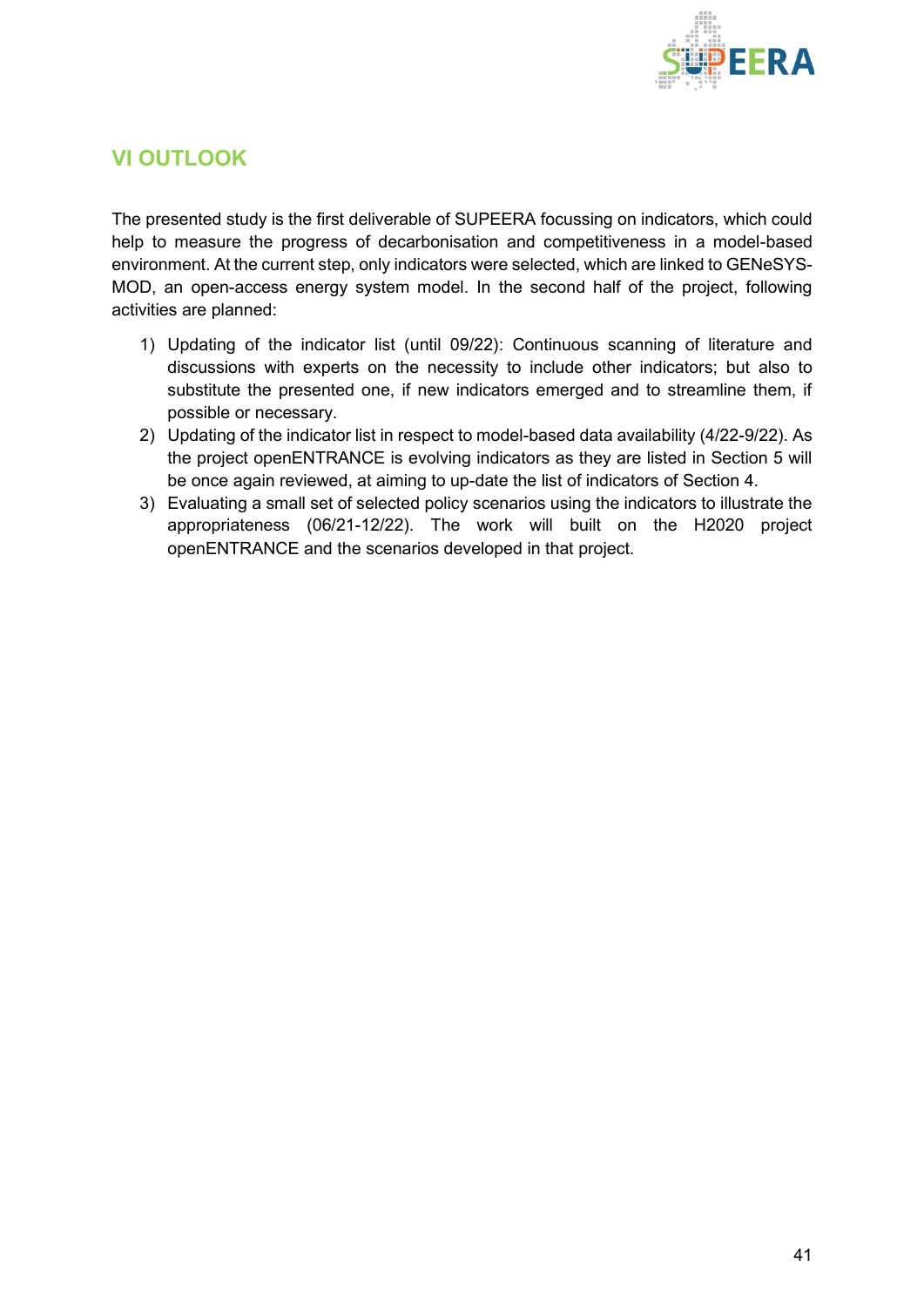# VI OUTLOOK

The presented study is the first deliverable of SUPEERA focussing on indicators, which could help to measure the progress of decarbonisation and competitiveness in a model-based environment. At the current step, only indicators were selected, which are linked to GENeSYS-MOD, an open-access energy system model. In the second half of the project, following activities are planned:

1) Updating of the indicator list (until 09/22): Continuous scanning of literature and discussions with experts on the necessity to include other indicators; but also to substitute the presented one, if new indicators emerged and to streamline them, if possible or necessary.
2) Updating of the indicator list in respect to model-based data availability (4/22-9/22). As the project openENTRANCE is evolving indicators as they are listed in Section 5 will be once again reviewed, at aiming to up-date the list of indicators of Section 4.
3) Evaluating a small set of selected policy scenarios using the indicators to illustrate the appropriateness (06/21-12/22). The work will built on the H2020 project openENTRANCE and the scenarios developed in that project.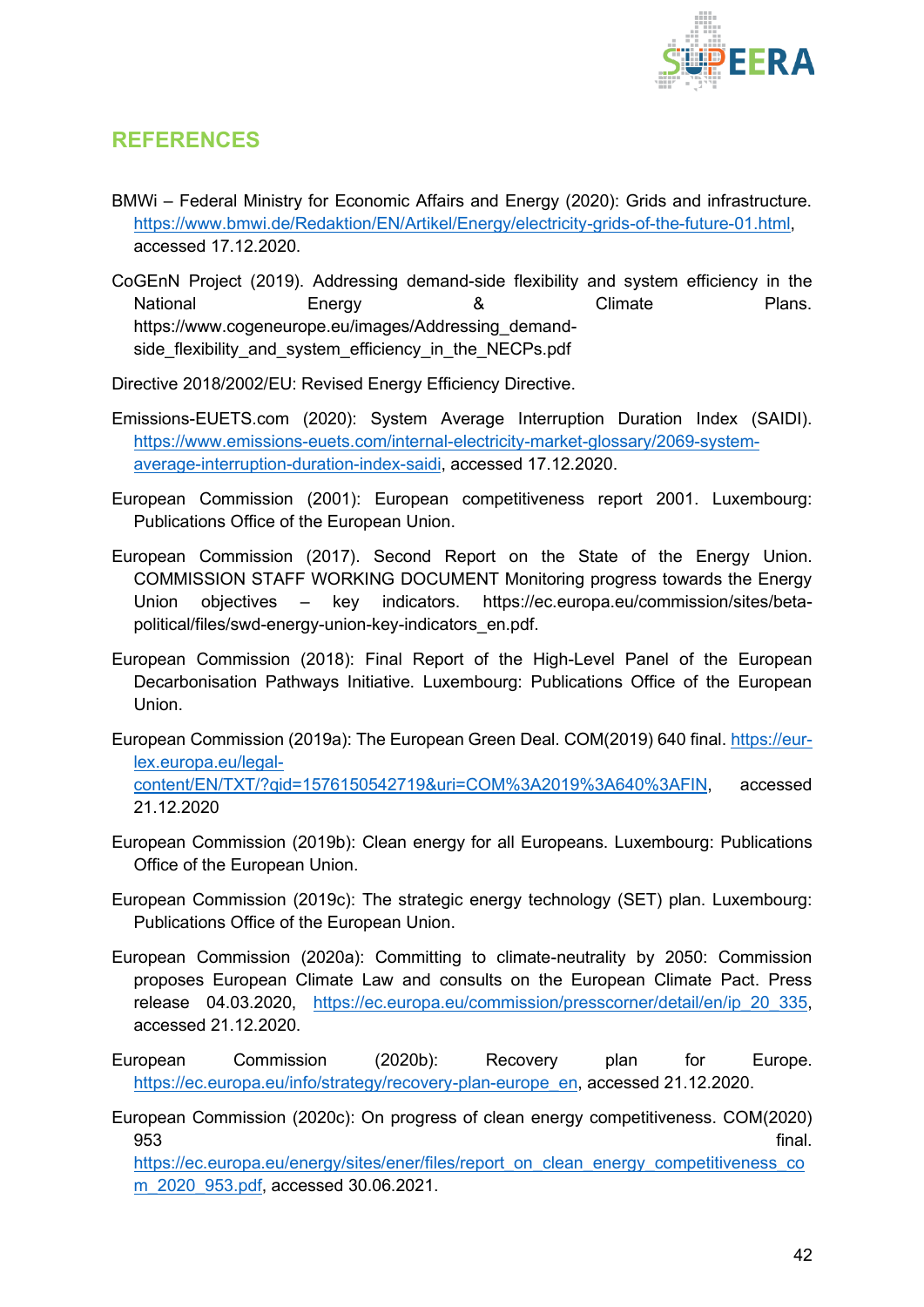## REFERENCES

BMWi – Federal Ministry for Economic Affairs and Energy (2020): Grids and infrastructure. https://www.bmwi.de/Redaktion/EN/Artikel/Energy/electricity-grids-of-the-future-01.html, accessed 17.12.2020.

CoGEnN Project (2019). Addressing demand-side flexibility and system efficiency in the National Energy & Climate Plans. https://www.cogeneurope.eu/images/Addressing_demand-side_flexibility_and_system_efficiency_in_the_NECPs.pdf

Directive 2018/2002/EU: Revised Energy Efficiency Directive.

Emissions-EUETS.com (2020): System Average Interruption Duration Index (SAIDI). https://www.emissions-euets.com/internal-electricity-market-glossary/2069-system-average-interruption-duration-index-saidi, accessed 17.12.2020.

European Commission (2001): European competitiveness report 2001. Luxembourg: Publications Office of the European Union.

European Commission (2017). Second Report on the State of the Energy Union. COMMISSION STAFF WORKING DOCUMENT Monitoring progress towards the Energy Union objectives – key indicators. https://ec.europa.eu/commission/sites/beta-political/files/swd-energy-union-key-indicators_en.pdf.

European Commission (2018): Final Report of the High-Level Panel of the European Decarbonisation Pathways Initiative. Luxembourg: Publications Office of the European Union.

European Commission (2019a): The European Green Deal. COM(2019) 640 final. https://eur-lex.europa.eu/legal-content/EN/TXT/?qid=1576150542719&uri=COM%3A2019%3A640%3AFIN, accessed 21.12.2020

European Commission (2019b): Clean energy for all Europeans. Luxembourg: Publications Office of the European Union.

European Commission (2019c): The strategic energy technology (SET) plan. Luxembourg: Publications Office of the European Union.

European Commission (2020a): Committing to climate-neutrality by 2050: Commission proposes European Climate Law and consults on the European Climate Pact. Press release 04.03.2020, https://ec.europa.eu/commission/presscorner/detail/en/ip_20_335, accessed 21.12.2020.

European Commission (2020b): Recovery plan for Europe. https://ec.europa.eu/info/strategy/recovery-plan-europe_en, accessed 21.12.2020.

European Commission (2020c): On progress of clean energy competitiveness. COM(2020) 953 final. https://ec.europa.eu/energy/sites/ener/files/report_on_clean_energy_competitiveness_com_2020_953.pdf, accessed 30.06.2021.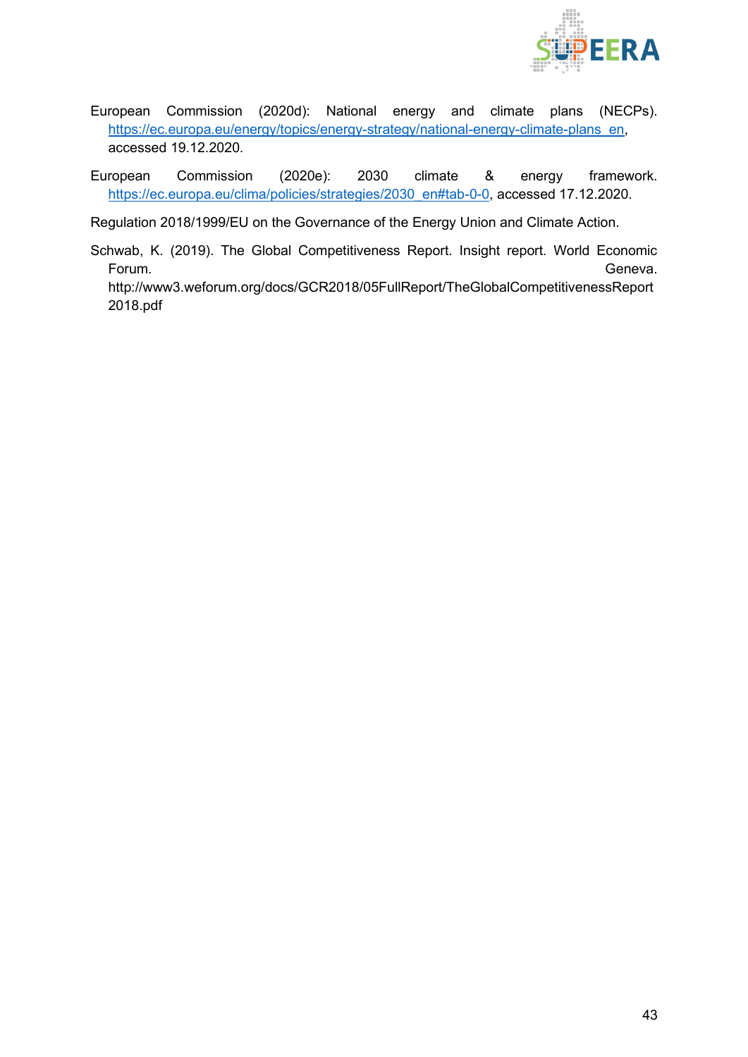European Commission (2020d): National energy and climate plans (NECPs). https://ec.europa.eu/energy/topics/energy-strategy/national-energy-climate-plans_en, accessed 19.12.2020.

European Commission (2020e): 2030 climate & energy framework. https://ec.europa.eu/clima/policies/strategies/2030_en#tab-0-0, accessed 17.12.2020.

Regulation 2018/1999/EU on the Governance of the Energy Union and Climate Action.

Schwab, K. (2019). The Global Competitiveness Report. Insight report. World Economic Forum. Geneva. http://www3.weforum.org/docs/GCR2018/05FullReport/TheGlobalCompetitivenessReport2018.pdf